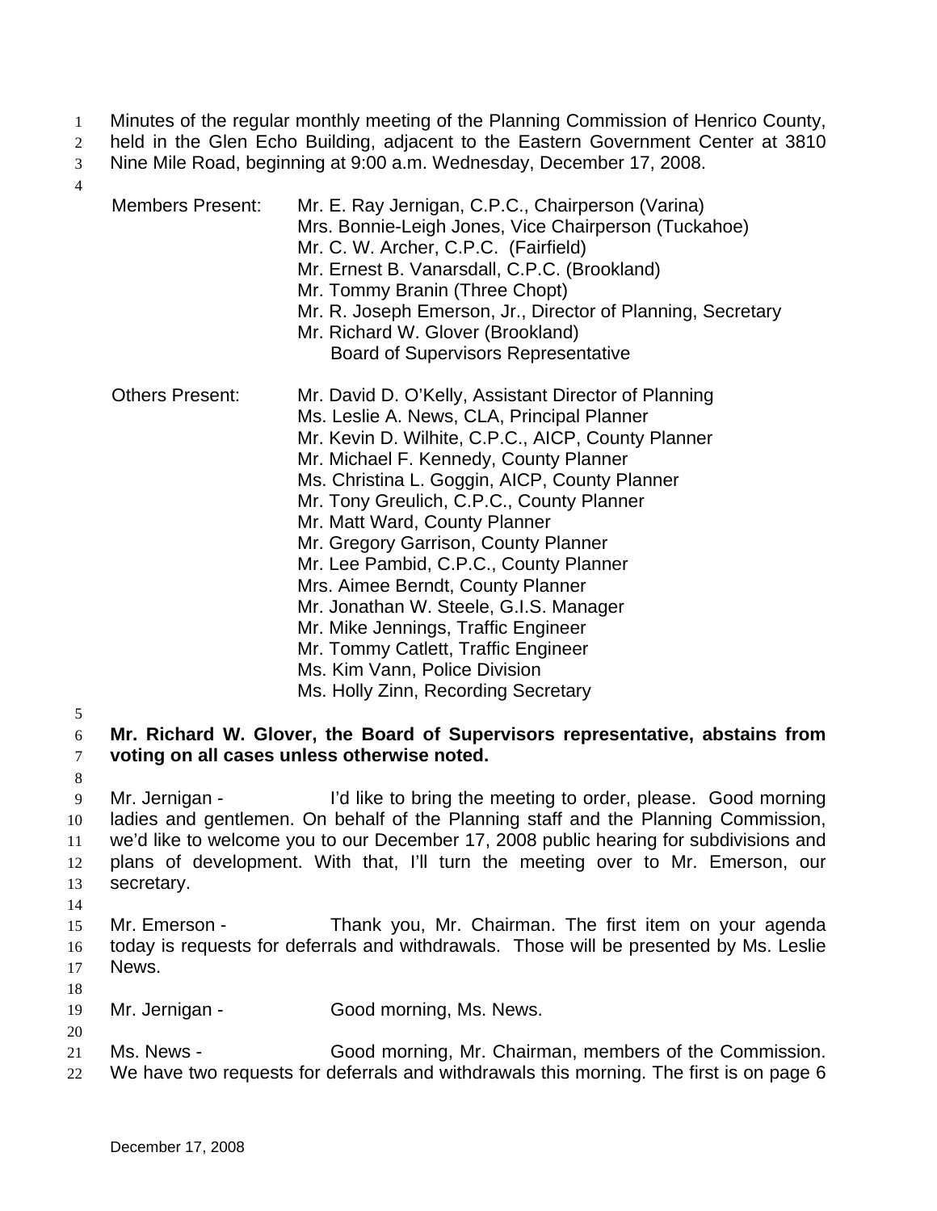Minutes of the regular monthly meeting of the Planning Commission of Henrico County, held in the Glen Echo Building, adjacent to the Eastern Government Center at 3810 Nine Mile Road, beginning at 9:00 a.m. Wednesday, December 17, 2008.

Members Present:
Mr. E. Ray Jernigan, C.P.C., Chairperson (Varina)
Mrs. Bonnie-Leigh Jones, Vice Chairperson (Tuckahoe)
Mr. C. W. Archer, C.P.C. (Fairfield)
Mr. Ernest B. Vanarsdall, C.P.C. (Brookland)
Mr. Tommy Branin (Three Chopt)
Mr. R. Joseph Emerson, Jr., Director of Planning, Secretary
Mr. Richard W. Glover (Brookland)
Board of Supervisors Representative

Others Present:
Mr. David D. O'Kelly, Assistant Director of Planning
Ms. Leslie A. News, CLA, Principal Planner
Mr. Kevin D. Wilhite, C.P.C., AICP, County Planner
Mr. Michael F. Kennedy, County Planner
Ms. Christina L. Goggin, AICP, County Planner
Mr. Tony Greulich, C.P.C., County Planner
Mr. Matt Ward, County Planner
Mr. Gregory Garrison, County Planner
Mr. Lee Pambid, C.P.C., County Planner
Mrs. Aimee Berndt, County Planner
Mr. Jonathan W. Steele, G.I.S. Manager
Mr. Mike Jennings, Traffic Engineer
Mr. Tommy Catlett, Traffic Engineer
Ms. Kim Vann, Police Division
Ms. Holly Zinn, Recording Secretary

**Mr. Richard W. Glover, the Board of Supervisors representative, abstains from voting on all cases unless otherwise noted.**

Mr. Jernigan - I'd like to bring the meeting to order, please. Good morning ladies and gentlemen. On behalf of the Planning staff and the Planning Commission, we'd like to welcome you to our December 17, 2008 public hearing for subdivisions and plans of development. With that, I'll turn the meeting over to Mr. Emerson, our secretary.

Mr. Emerson - Thank you, Mr. Chairman. The first item on your agenda today is requests for deferrals and withdrawals. Those will be presented by Ms. Leslie News.

Mr. Jernigan - Good morning, Ms. News.

Ms. News - Good morning, Mr. Chairman, members of the Commission. We have two requests for deferrals and withdrawals this morning. The first is on page 6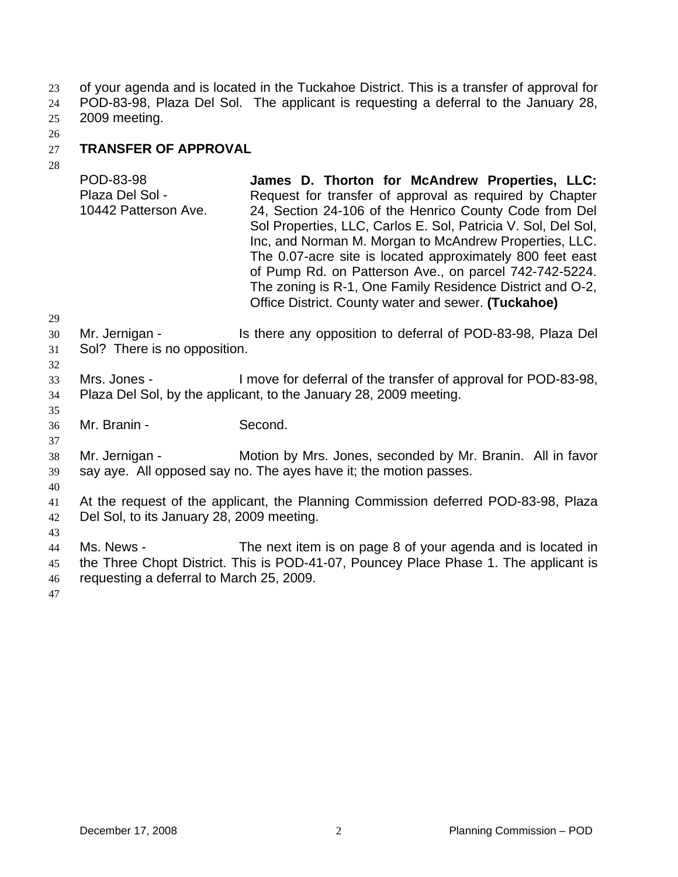of your agenda and is located in the Tuckahoe District. This is a transfer of approval for POD-83-98, Plaza Del Sol. The applicant is requesting a deferral to the January 28, 2009 meeting.

**TRANSFER OF APPROVAL**

| | |
|---|---|
| POD-83-98<br>Plaza Del Sol -<br>10442 Patterson Ave. | **James D. Thorton for McAndrew Properties, LLC:** Request for transfer of approval as required by Chapter 24, Section 24-106 of the Henrico County Code from Del Sol Properties, LLC, Carlos E. Sol, Patricia V. Sol, Del Sol, Inc, and Norman M. Morgan to McAndrew Properties, LLC. The 0.07-acre site is located approximately 800 feet east of Pump Rd. on Patterson Ave., on parcel 742-742-5224. The zoning is R-1, One Family Residence District and O-2, Office District. County water and sewer. **(Tuckahoe)** |

Mr. Jernigan - Is there any opposition to deferral of POD-83-98, Plaza Del Sol? There is no opposition.

Mrs. Jones - I move for deferral of the transfer of approval for POD-83-98, Plaza Del Sol, by the applicant, to the January 28, 2009 meeting.

Mr. Branin - Second.

Mr. Jernigan - Motion by Mrs. Jones, seconded by Mr. Branin. All in favor say aye. All opposed say no. The ayes have it; the motion passes.

At the request of the applicant, the Planning Commission deferred POD-83-98, Plaza Del Sol, to its January 28, 2009 meeting.

Ms. News - The next item is on page 8 of your agenda and is located in the Three Chopt District. This is POD-41-07, Pouncey Place Phase 1. The applicant is requesting a deferral to March 25, 2009.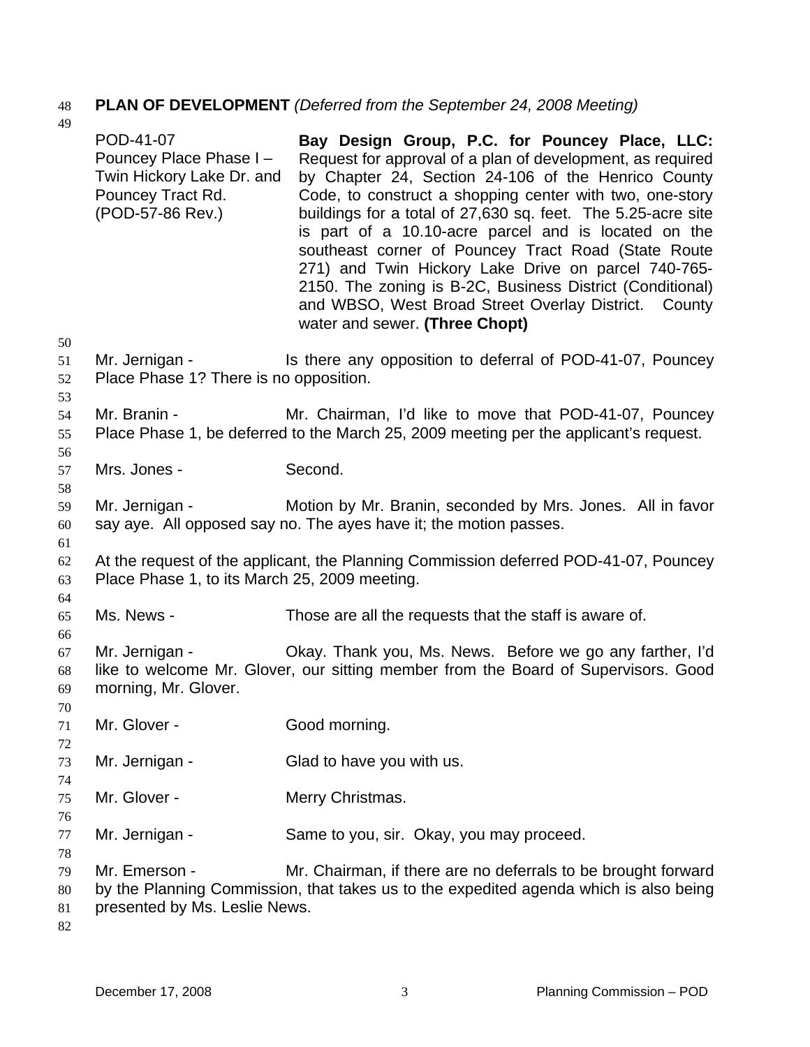**PLAN OF DEVELOPMENT** *(Deferred from the September 24, 2008 Meeting)*

| | |
|---|---|
| POD-41-07 Pouncey Place Phase I – Twin Hickory Lake Dr. and Pouncey Tract Rd. (POD-57-86 Rev.) | **Bay Design Group, P.C. for Pouncey Place, LLC:** Request for approval of a plan of development, as required by Chapter 24, Section 24-106 of the Henrico County Code, to construct a shopping center with two, one-story buildings for a total of 27,630 sq. feet. The 5.25-acre site is part of a 10.10-acre parcel and is located on the southeast corner of Pouncey Tract Road (State Route 271) and Twin Hickory Lake Drive on parcel 740-765-2150. The zoning is B-2C, Business District (Conditional) and WBSO, West Broad Street Overlay District. County water and sewer. **(Three Chopt)** |

Mr. Jernigan - Is there any opposition to deferral of POD-41-07, Pouncey Place Phase 1? There is no opposition.

Mr. Branin - Mr. Chairman, I'd like to move that POD-41-07, Pouncey Place Phase 1, be deferred to the March 25, 2009 meeting per the applicant's request.

Mrs. Jones - Second.

Mr. Jernigan - Motion by Mr. Branin, seconded by Mrs. Jones. All in favor say aye. All opposed say no. The ayes have it; the motion passes.

At the request of the applicant, the Planning Commission deferred POD-41-07, Pouncey Place Phase 1, to its March 25, 2009 meeting.

Ms. News - Those are all the requests that the staff is aware of.

Mr. Jernigan - Okay. Thank you, Ms. News. Before we go any farther, I'd like to welcome Mr. Glover, our sitting member from the Board of Supervisors. Good morning, Mr. Glover.

Mr. Glover - Good morning.

Mr. Jernigan - Glad to have you with us.

Mr. Glover - Merry Christmas.

Mr. Jernigan - Same to you, sir. Okay, you may proceed.

Mr. Emerson - Mr. Chairman, if there are no deferrals to be brought forward by the Planning Commission, that takes us to the expedited agenda which is also being presented by Ms. Leslie News.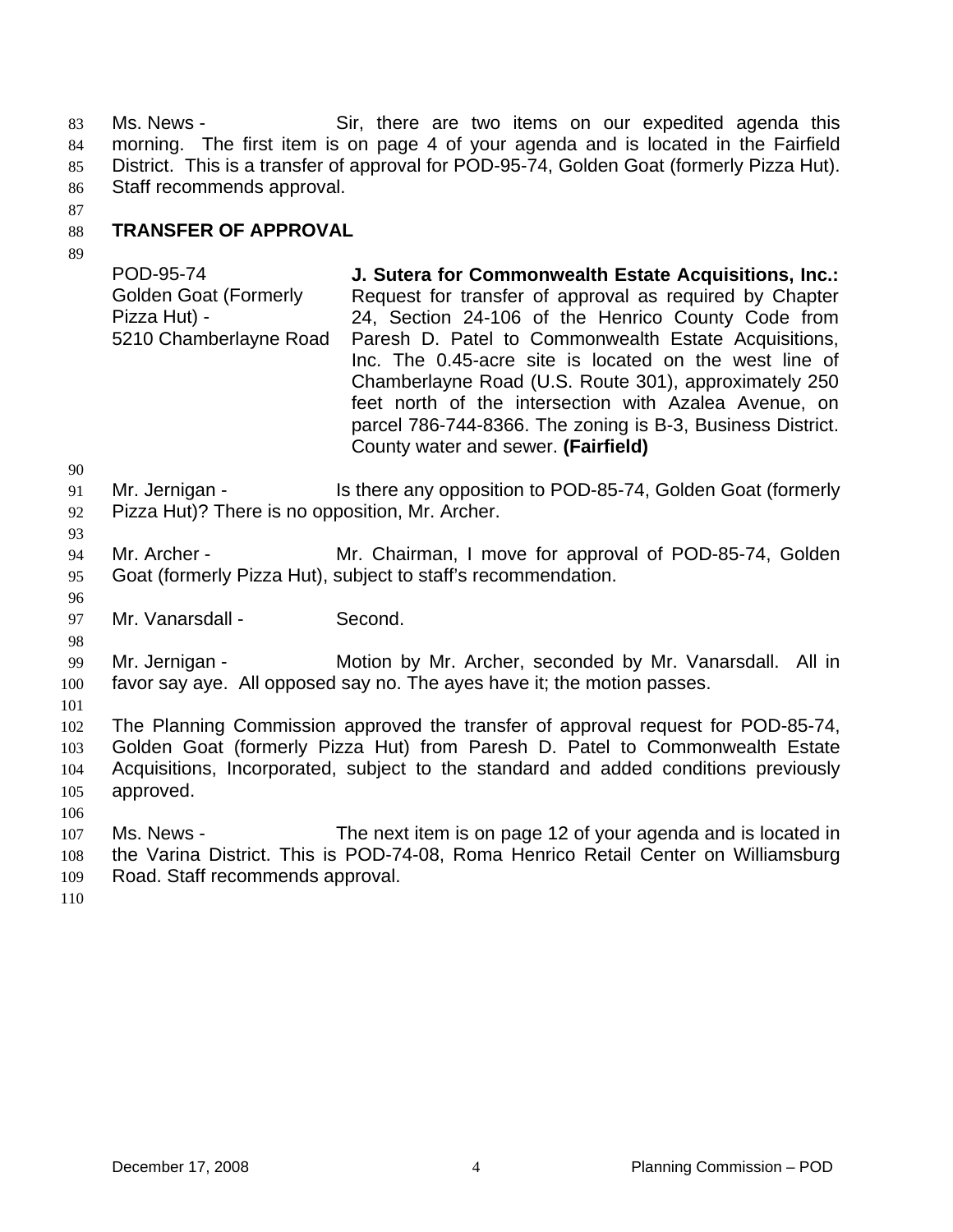Ms. News - Sir, there are two items on our expedited agenda this morning. The first item is on page 4 of your agenda and is located in the Fairfield District. This is a transfer of approval for POD-95-74, Golden Goat (formerly Pizza Hut). Staff recommends approval.

**TRANSFER OF APPROVAL**

| | |
|---|---|
| POD-95-74<br>Golden Goat (Formerly Pizza Hut) -<br>5210 Chamberlayne Road | **J. Sutera for Commonwealth Estate Acquisitions, Inc.:** Request for transfer of approval as required by Chapter 24, Section 24-106 of the Henrico County Code from Paresh D. Patel to Commonwealth Estate Acquisitions, Inc. The 0.45-acre site is located on the west line of Chamberlayne Road (U.S. Route 301), approximately 250 feet north of the intersection with Azalea Avenue, on parcel 786-744-8366. The zoning is B-3, Business District. County water and sewer. **(Fairfield)** |

Mr. Jernigan - Is there any opposition to POD-85-74, Golden Goat (formerly Pizza Hut)? There is no opposition, Mr. Archer.

Mr. Archer - Mr. Chairman, I move for approval of POD-85-74, Golden Goat (formerly Pizza Hut), subject to staff's recommendation.

Mr. Vanarsdall - Second.

Mr. Jernigan - Motion by Mr. Archer, seconded by Mr. Vanarsdall. All in favor say aye. All opposed say no. The ayes have it; the motion passes.

The Planning Commission approved the transfer of approval request for POD-85-74, Golden Goat (formerly Pizza Hut) from Paresh D. Patel to Commonwealth Estate Acquisitions, Incorporated, subject to the standard and added conditions previously approved.

Ms. News - The next item is on page 12 of your agenda and is located in the Varina District. This is POD-74-08, Roma Henrico Retail Center on Williamsburg Road. Staff recommends approval.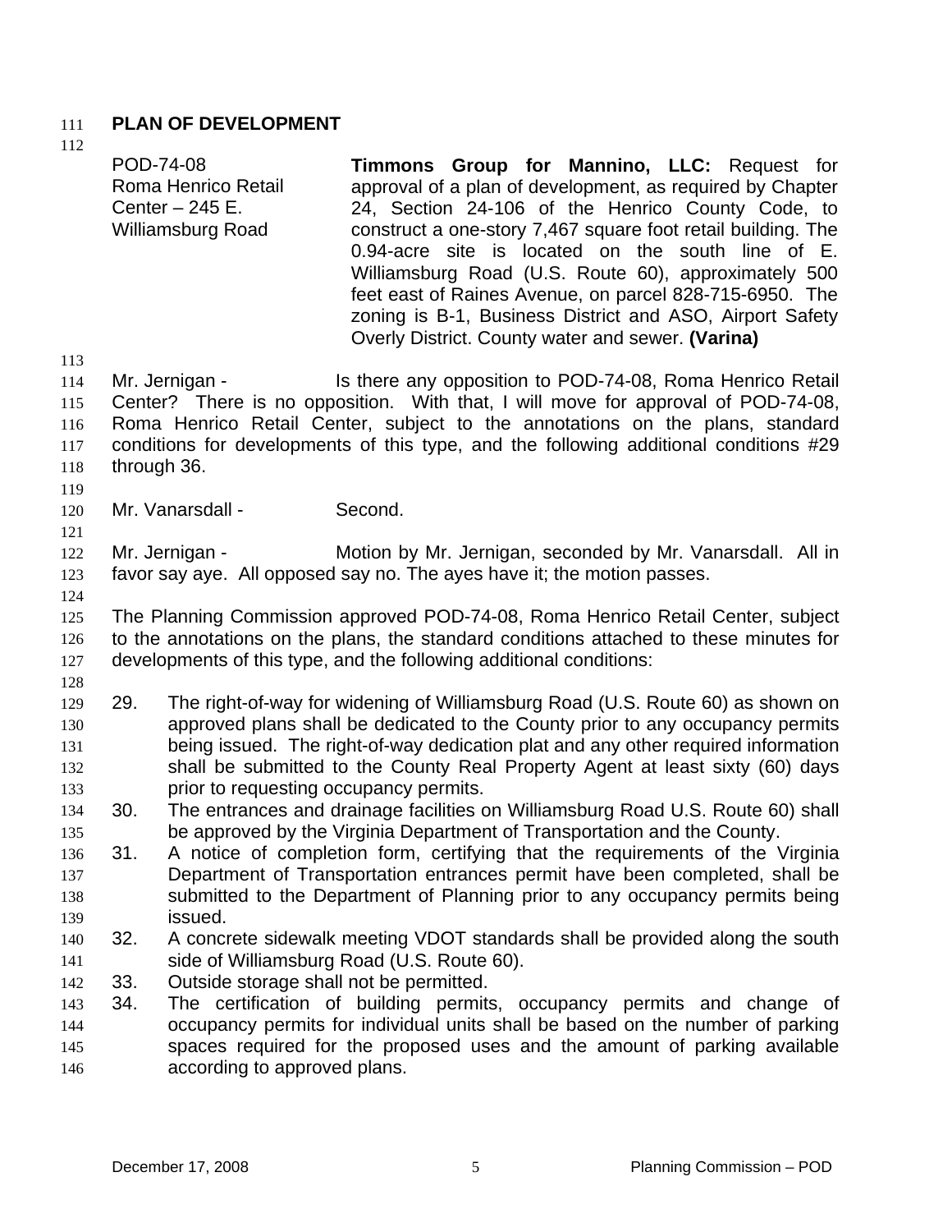## PLAN OF DEVELOPMENT

POD-74-08
Roma Henrico Retail Center – 245 E. Williamsburg Road

**Timmons Group for Mannino, LLC:** Request for approval of a plan of development, as required by Chapter 24, Section 24-106 of the Henrico County Code, to construct a one-story 7,467 square foot retail building. The 0.94-acre site is located on the south line of E. Williamsburg Road (U.S. Route 60), approximately 500 feet east of Raines Avenue, on parcel 828-715-6950. The zoning is B-1, Business District and ASO, Airport Safety Overly District. County water and sewer. **(Varina)**

Mr. Jernigan - Is there any opposition to POD-74-08, Roma Henrico Retail Center? There is no opposition. With that, I will move for approval of POD-74-08, Roma Henrico Retail Center, subject to the annotations on the plans, standard conditions for developments of this type, and the following additional conditions #29 through 36.

Mr. Vanarsdall - Second.

Mr. Jernigan - Motion by Mr. Jernigan, seconded by Mr. Vanarsdall. All in favor say aye. All opposed say no. The ayes have it; the motion passes.

The Planning Commission approved POD-74-08, Roma Henrico Retail Center, subject to the annotations on the plans, the standard conditions attached to these minutes for developments of this type, and the following additional conditions:

29. The right-of-way for widening of Williamsburg Road (U.S. Route 60) as shown on approved plans shall be dedicated to the County prior to any occupancy permits being issued. The right-of-way dedication plat and any other required information shall be submitted to the County Real Property Agent at least sixty (60) days prior to requesting occupancy permits.
30. The entrances and drainage facilities on Williamsburg Road U.S. Route 60) shall be approved by the Virginia Department of Transportation and the County.
31. A notice of completion form, certifying that the requirements of the Virginia Department of Transportation entrances permit have been completed, shall be submitted to the Department of Planning prior to any occupancy permits being issued.
32. A concrete sidewalk meeting VDOT standards shall be provided along the south side of Williamsburg Road (U.S. Route 60).
33. Outside storage shall not be permitted.
34. The certification of building permits, occupancy permits and change of occupancy permits for individual units shall be based on the number of parking spaces required for the proposed uses and the amount of parking available according to approved plans.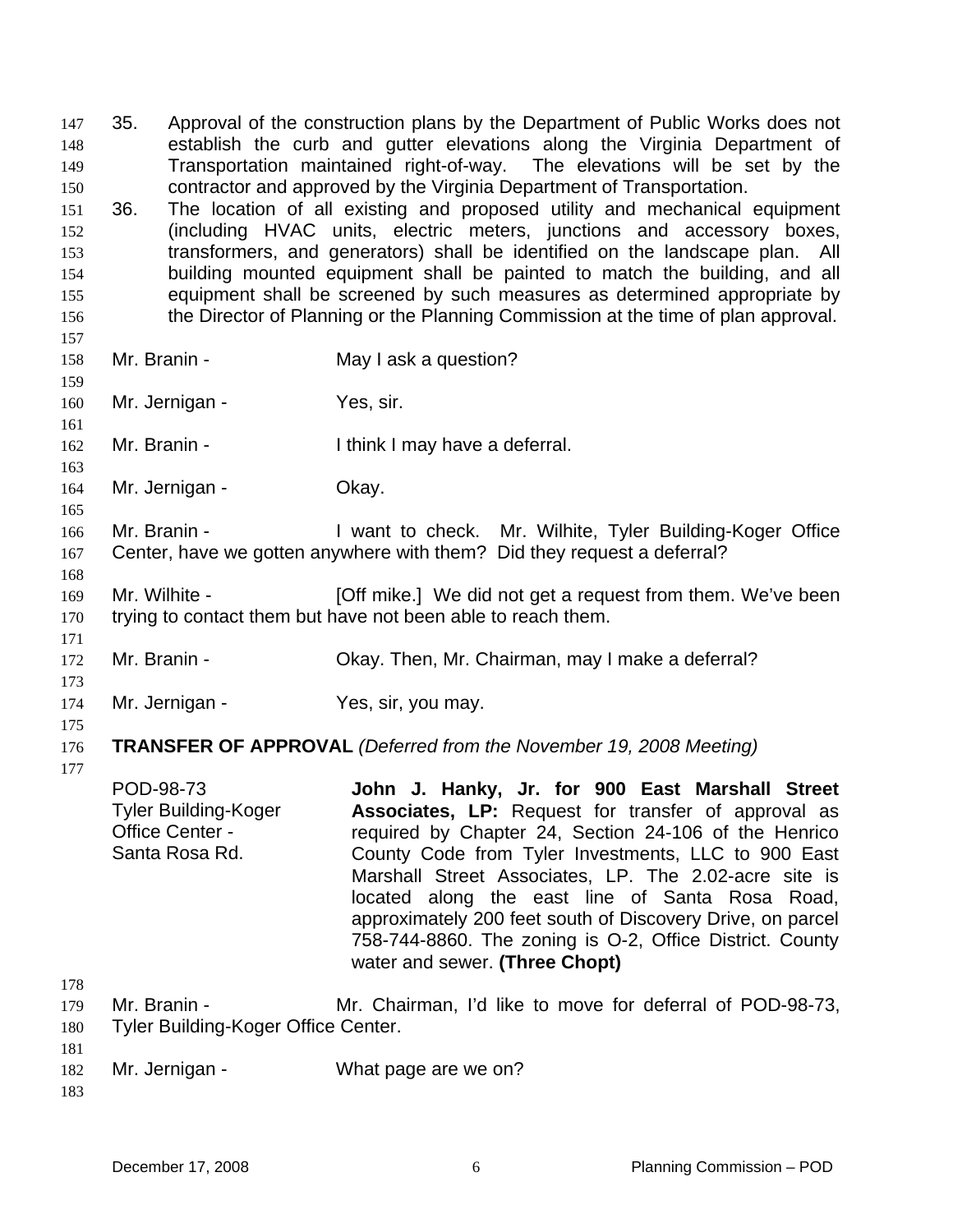35. Approval of the construction plans by the Department of Public Works does not establish the curb and gutter elevations along the Virginia Department of Transportation maintained right-of-way. The elevations will be set by the contractor and approved by the Virginia Department of Transportation.
36. The location of all existing and proposed utility and mechanical equipment (including HVAC units, electric meters, junctions and accessory boxes, transformers, and generators) shall be identified on the landscape plan. All building mounted equipment shall be painted to match the building, and all equipment shall be screened by such measures as determined appropriate by the Director of Planning or the Planning Commission at the time of plan approval.

Mr. Branin - May I ask a question?

Mr. Jernigan - Yes, sir.

Mr. Branin - I think I may have a deferral.

Mr. Jernigan - Okay.

Mr. Branin - I want to check. Mr. Wilhite, Tyler Building-Koger Office Center, have we gotten anywhere with them? Did they request a deferral?

Mr. Wilhite - [Off mike.] We did not get a request from them. We've been trying to contact them but have not been able to reach them.

Mr. Branin - Okay. Then, Mr. Chairman, may I make a deferral?

Mr. Jernigan - Yes, sir, you may.

**TRANSFER OF APPROVAL** *(Deferred from the November 19, 2008 Meeting)*

| | |
|---|---|
| POD-98-73<br>Tyler Building-Koger Office Center -<br>Santa Rosa Rd. | **John J. Hanky, Jr. for 900 East Marshall Street Associates, LP:** Request for transfer of approval as required by Chapter 24, Section 24-106 of the Henrico County Code from Tyler Investments, LLC to 900 East Marshall Street Associates, LP. The 2.02-acre site is located along the east line of Santa Rosa Road, approximately 200 feet south of Discovery Drive, on parcel 758-744-8860. The zoning is O-2, Office District. County water and sewer. **(Three Chopt)** |

Mr. Branin - Mr. Chairman, I'd like to move for deferral of POD-98-73, Tyler Building-Koger Office Center.

Mr. Jernigan - What page are we on?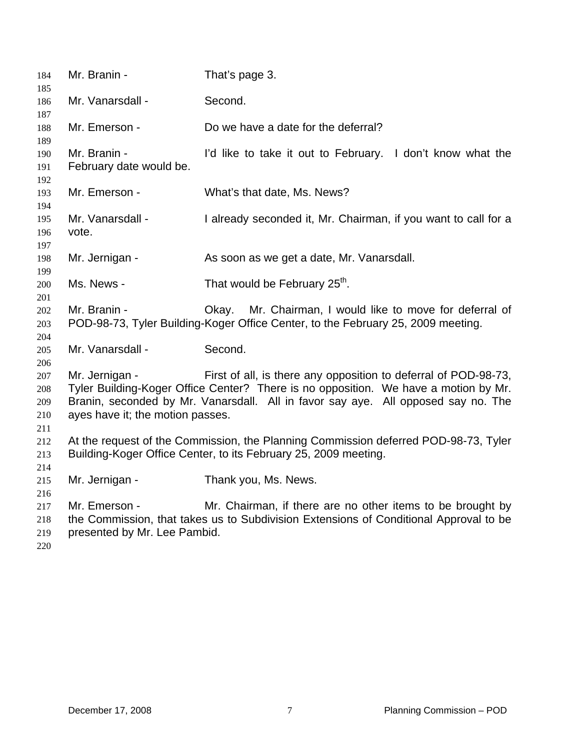184 Mr. Branin - That's page 3.
185
186 Mr. Vanarsdall - Second.
187
188 Mr. Emerson - Do we have a date for the deferral?
189
190 Mr. Branin - I'd like to take it out to February. I don't know what the
191 February date would be.
192
193 Mr. Emerson - What's that date, Ms. News?
194
195 Mr. Vanarsdall - I already seconded it, Mr. Chairman, if you want to call for a
196 vote.
197
198 Mr. Jernigan - As soon as we get a date, Mr. Vanarsdall.
199
200 Ms. News - That would be February 25th.
201
202 Mr. Branin - Okay. Mr. Chairman, I would like to move for deferral of
203 POD-98-73, Tyler Building-Koger Office Center, to the February 25, 2009 meeting.
204
205 Mr. Vanarsdall - Second.
206
207 Mr. Jernigan - First of all, is there any opposition to deferral of POD-98-73,
208 Tyler Building-Koger Office Center? There is no opposition. We have a motion by Mr.
209 Branin, seconded by Mr. Vanarsdall. All in favor say aye. All opposed say no. The
210 ayes have it; the motion passes.
211
212 At the request of the Commission, the Planning Commission deferred POD-98-73, Tyler
213 Building-Koger Office Center, to its February 25, 2009 meeting.
214
215 Mr. Jernigan - Thank you, Ms. News.
216
217 Mr. Emerson - Mr. Chairman, if there are no other items to be brought by
218 the Commission, that takes us to Subdivision Extensions of Conditional Approval to be
219 presented by Mr. Lee Pambid.
220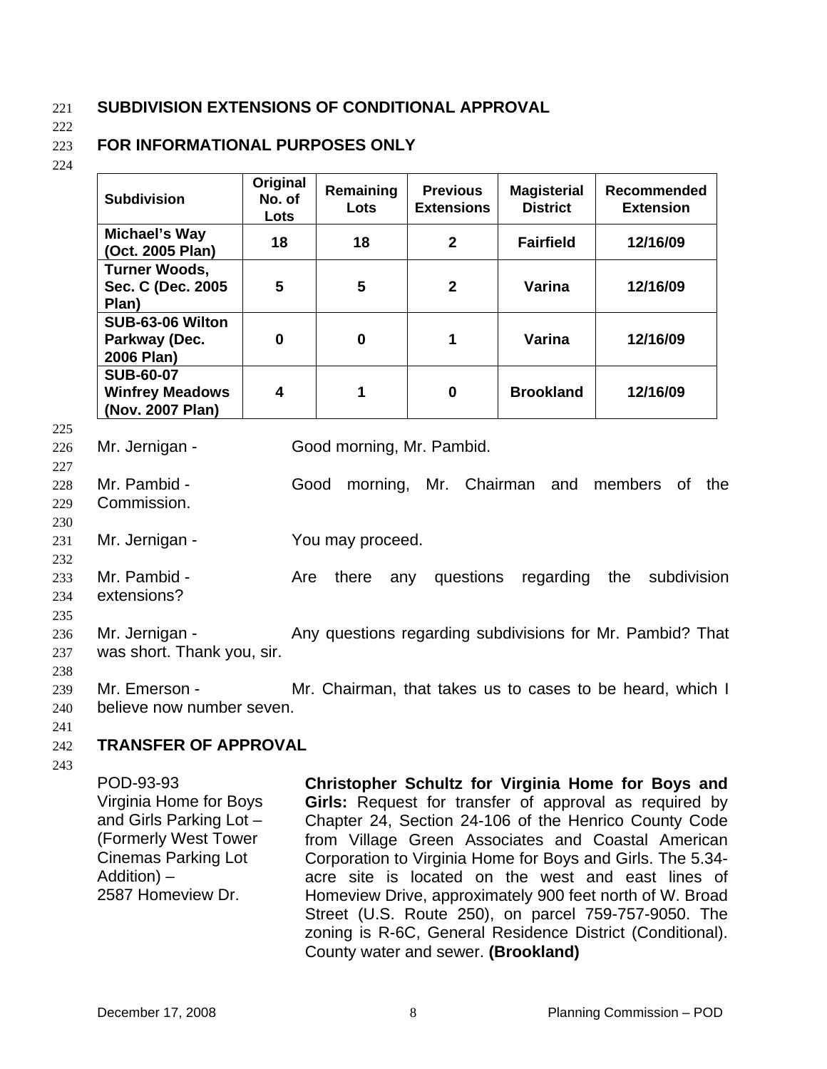## SUBDIVISION EXTENSIONS OF CONDITIONAL APPROVAL

## FOR INFORMATIONAL PURPOSES ONLY

| Subdivision | Original No. of Lots | Remaining Lots | Previous Extensions | Magisterial District | Recommended Extension |
|---|---|---|---|---|---|
| **Michael's Way (Oct. 2005 Plan)** | **18** | **18** | **2** | **Fairfield** | **12/16/09** |
| **Turner Woods, Sec. C (Dec. 2005 Plan)** | **5** | **5** | **2** | **Varina** | **12/16/09** |
| **SUB-63-06 Wilton Parkway (Dec. 2006 Plan)** | **0** | **0** | **1** | **Varina** | **12/16/09** |
| **SUB-60-07 Winfrey Meadows (Nov. 2007 Plan)** | **4** | **1** | **0** | **Brookland** | **12/16/09** |

Mr. Jernigan - Good morning, Mr. Pambid.

Mr. Pambid - Good morning, Mr. Chairman and members of the Commission.

Mr. Jernigan - You may proceed.

Mr. Pambid - Are there any questions regarding the subdivision extensions?

Mr. Jernigan - Any questions regarding subdivisions for Mr. Pambid? That was short. Thank you, sir.

Mr. Emerson - Mr. Chairman, that takes us to cases to be heard, which I believe now number seven.

## TRANSFER OF APPROVAL

POD-93-93
Virginia Home for Boys and Girls Parking Lot – (Formerly West Tower Cinemas Parking Lot Addition) –
2587 Homeview Dr.

**Christopher Schultz for Virginia Home for Boys and Girls:** Request for transfer of approval as required by Chapter 24, Section 24-106 of the Henrico County Code from Village Green Associates and Coastal American Corporation to Virginia Home for Boys and Girls. The 5.34-acre site is located on the west and east lines of Homeview Drive, approximately 900 feet north of W. Broad Street (U.S. Route 250), on parcel 759-757-9050. The zoning is R-6C, General Residence District (Conditional). County water and sewer. **(Brookland)**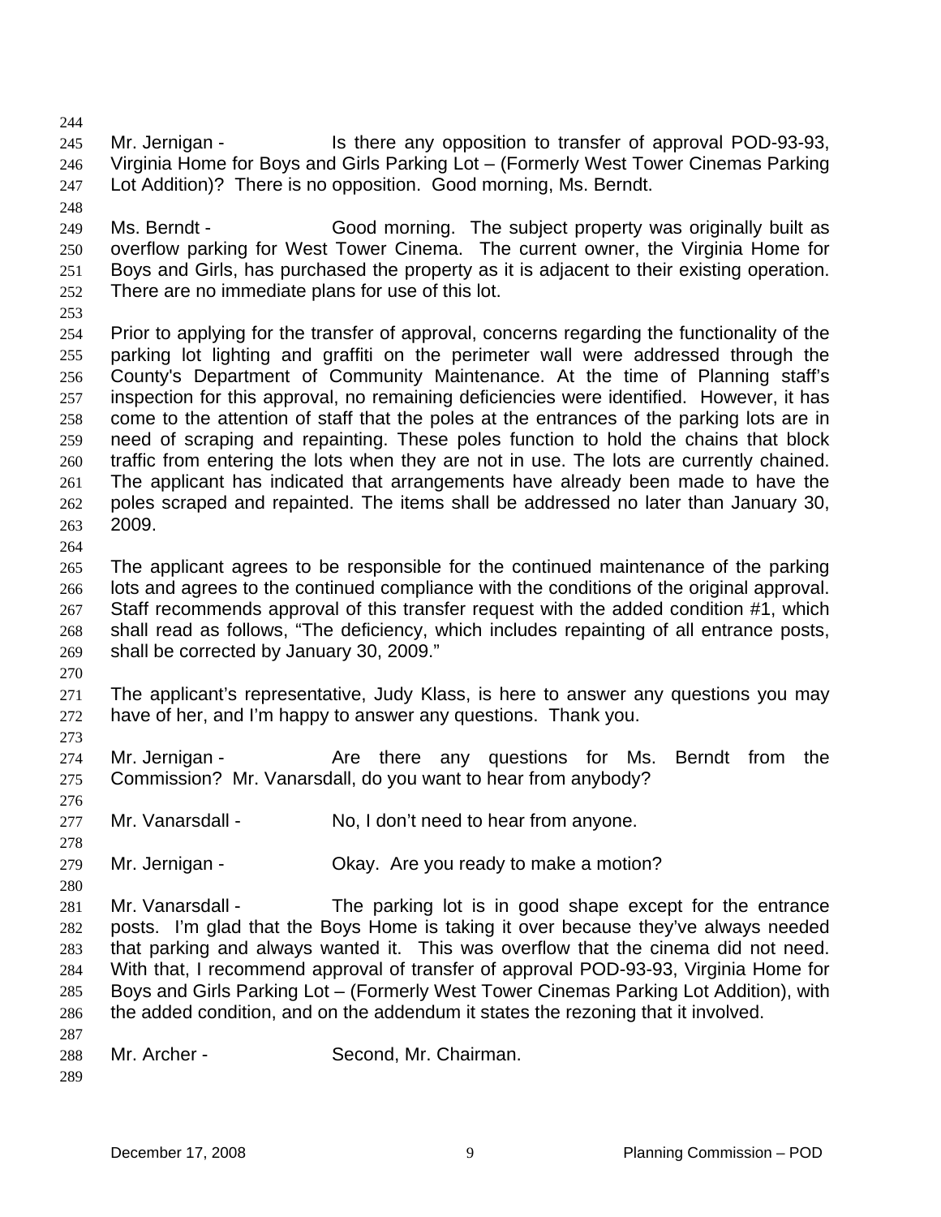Mr. Jernigan - Is there any opposition to transfer of approval POD-93-93, Virginia Home for Boys and Girls Parking Lot – (Formerly West Tower Cinemas Parking Lot Addition)? There is no opposition. Good morning, Ms. Berndt.

Ms. Berndt - Good morning. The subject property was originally built as overflow parking for West Tower Cinema. The current owner, the Virginia Home for Boys and Girls, has purchased the property as it is adjacent to their existing operation. There are no immediate plans for use of this lot.

Prior to applying for the transfer of approval, concerns regarding the functionality of the parking lot lighting and graffiti on the perimeter wall were addressed through the County's Department of Community Maintenance. At the time of Planning staff's inspection for this approval, no remaining deficiencies were identified. However, it has come to the attention of staff that the poles at the entrances of the parking lots are in need of scraping and repainting. These poles function to hold the chains that block traffic from entering the lots when they are not in use. The lots are currently chained. The applicant has indicated that arrangements have already been made to have the poles scraped and repainted. The items shall be addressed no later than January 30, 2009.

The applicant agrees to be responsible for the continued maintenance of the parking lots and agrees to the continued compliance with the conditions of the original approval. Staff recommends approval of this transfer request with the added condition #1, which shall read as follows, "The deficiency, which includes repainting of all entrance posts, shall be corrected by January 30, 2009."

The applicant's representative, Judy Klass, is here to answer any questions you may have of her, and I'm happy to answer any questions. Thank you.

Mr. Jernigan - Are there any questions for Ms. Berndt from the Commission? Mr. Vanarsdall, do you want to hear from anybody?

Mr. Vanarsdall - No, I don't need to hear from anyone.

Mr. Jernigan - Okay. Are you ready to make a motion?

Mr. Vanarsdall - The parking lot is in good shape except for the entrance posts. I'm glad that the Boys Home is taking it over because they've always needed that parking and always wanted it. This was overflow that the cinema did not need. With that, I recommend approval of transfer of approval POD-93-93, Virginia Home for Boys and Girls Parking Lot – (Formerly West Tower Cinemas Parking Lot Addition), with the added condition, and on the addendum it states the rezoning that it involved.

Mr. Archer - Second, Mr. Chairman.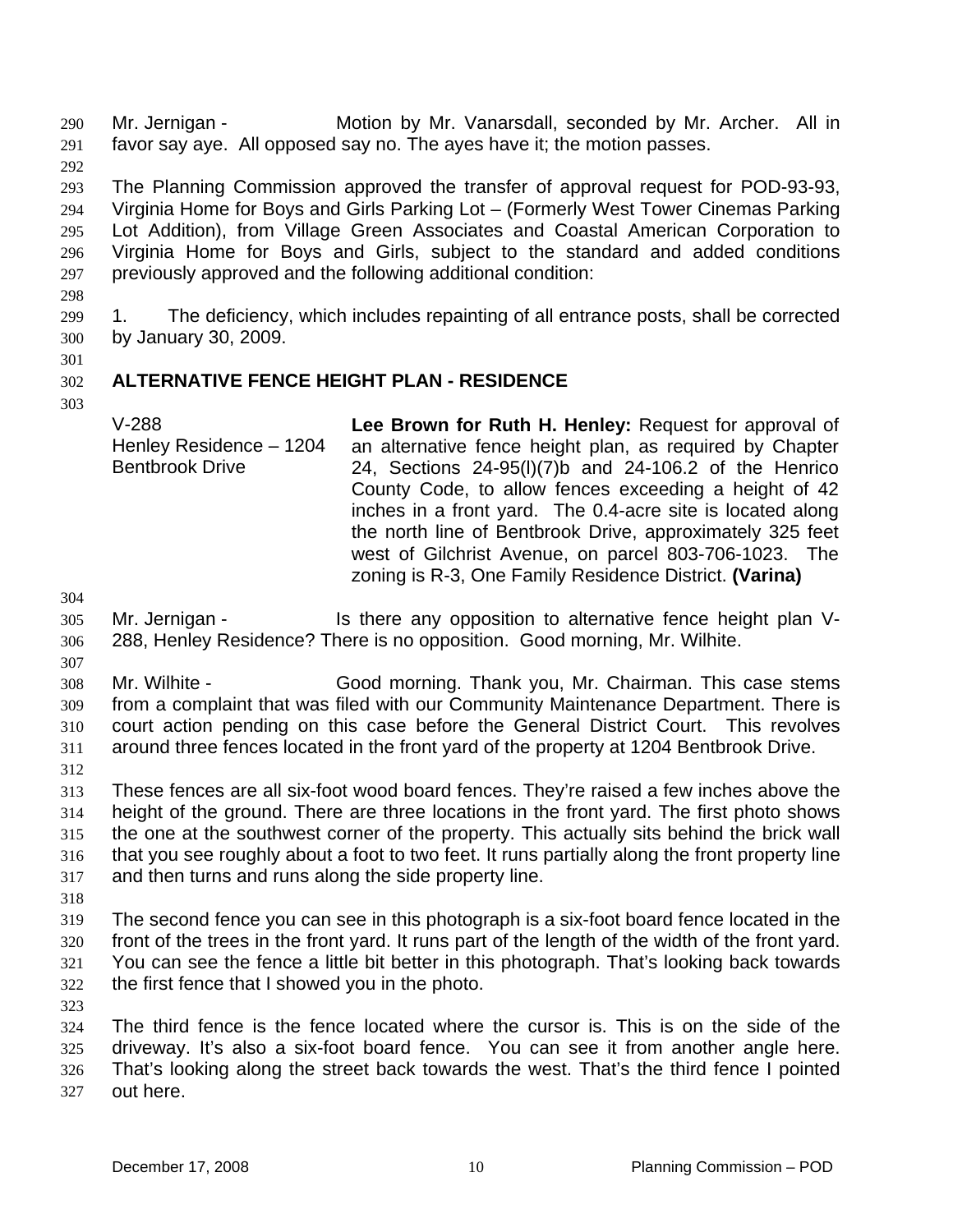Mr. Jernigan - Motion by Mr. Vanarsdall, seconded by Mr. Archer. All in favor say aye. All opposed say no. The ayes have it; the motion passes.

The Planning Commission approved the transfer of approval request for POD-93-93, Virginia Home for Boys and Girls Parking Lot – (Formerly West Tower Cinemas Parking Lot Addition), from Village Green Associates and Coastal American Corporation to Virginia Home for Boys and Girls, subject to the standard and added conditions previously approved and the following additional condition:

1. The deficiency, which includes repainting of all entrance posts, shall be corrected by January 30, 2009.

## ALTERNATIVE FENCE HEIGHT PLAN - RESIDENCE

V-288
Henley Residence – 1204 Bentbrook Drive

**Lee Brown for Ruth H. Henley:** Request for approval of an alternative fence height plan, as required by Chapter 24, Sections 24-95(l)(7)b and 24-106.2 of the Henrico County Code, to allow fences exceeding a height of 42 inches in a front yard. The 0.4-acre site is located along the north line of Bentbrook Drive, approximately 325 feet west of Gilchrist Avenue, on parcel 803-706-1023. The zoning is R-3, One Family Residence District. **(Varina)**

Mr. Jernigan - Is there any opposition to alternative fence height plan V-288, Henley Residence? There is no opposition. Good morning, Mr. Wilhite.

Mr. Wilhite - Good morning. Thank you, Mr. Chairman. This case stems from a complaint that was filed with our Community Maintenance Department. There is court action pending on this case before the General District Court. This revolves around three fences located in the front yard of the property at 1204 Bentbrook Drive.

These fences are all six-foot wood board fences. They're raised a few inches above the height of the ground. There are three locations in the front yard. The first photo shows the one at the southwest corner of the property. This actually sits behind the brick wall that you see roughly about a foot to two feet. It runs partially along the front property line and then turns and runs along the side property line.

The second fence you can see in this photograph is a six-foot board fence located in the front of the trees in the front yard. It runs part of the length of the width of the front yard. You can see the fence a little bit better in this photograph. That's looking back towards the first fence that I showed you in the photo.

The third fence is the fence located where the cursor is. This is on the side of the driveway. It's also a six-foot board fence. You can see it from another angle here. That's looking along the street back towards the west. That's the third fence I pointed out here.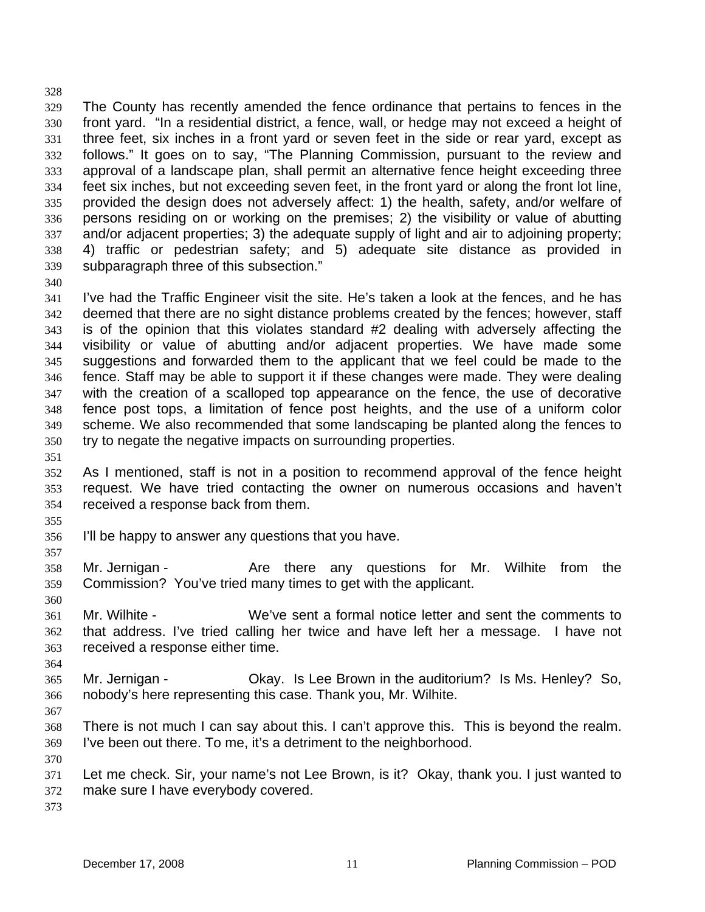The County has recently amended the fence ordinance that pertains to fences in the front yard. "In a residential district, a fence, wall, or hedge may not exceed a height of three feet, six inches in a front yard or seven feet in the side or rear yard, except as follows." It goes on to say, "The Planning Commission, pursuant to the review and approval of a landscape plan, shall permit an alternative fence height exceeding three feet six inches, but not exceeding seven feet, in the front yard or along the front lot line, provided the design does not adversely affect: 1) the health, safety, and/or welfare of persons residing on or working on the premises; 2) the visibility or value of abutting and/or adjacent properties; 3) the adequate supply of light and air to adjoining property; 4) traffic or pedestrian safety; and 5) adequate site distance as provided in subparagraph three of this subsection."

I've had the Traffic Engineer visit the site. He's taken a look at the fences, and he has deemed that there are no sight distance problems created by the fences; however, staff is of the opinion that this violates standard #2 dealing with adversely affecting the visibility or value of abutting and/or adjacent properties. We have made some suggestions and forwarded them to the applicant that we feel could be made to the fence. Staff may be able to support it if these changes were made. They were dealing with the creation of a scalloped top appearance on the fence, the use of decorative fence post tops, a limitation of fence post heights, and the use of a uniform color scheme. We also recommended that some landscaping be planted along the fences to try to negate the negative impacts on surrounding properties.

As I mentioned, staff is not in a position to recommend approval of the fence height request. We have tried contacting the owner on numerous occasions and haven't received a response back from them.

I'll be happy to answer any questions that you have.

Mr. Jernigan - Are there any questions for Mr. Wilhite from the Commission? You've tried many times to get with the applicant.

Mr. Wilhite - We've sent a formal notice letter and sent the comments to that address. I've tried calling her twice and have left her a message. I have not received a response either time.

Mr. Jernigan - Okay. Is Lee Brown in the auditorium? Is Ms. Henley? So, nobody's here representing this case. Thank you, Mr. Wilhite.

There is not much I can say about this. I can't approve this. This is beyond the realm. I've been out there. To me, it's a detriment to the neighborhood.

Let me check. Sir, your name's not Lee Brown, is it? Okay, thank you. I just wanted to make sure I have everybody covered.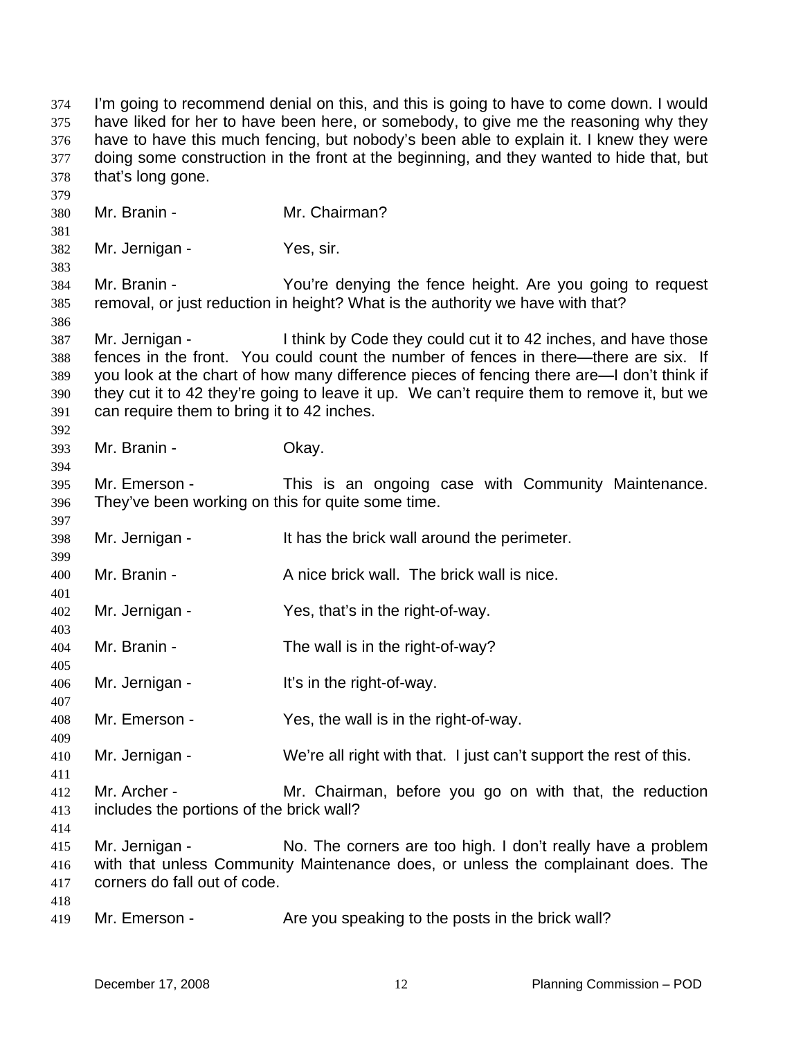I'm going to recommend denial on this, and this is going to have to come down. I would have liked for her to have been here, or somebody, to give me the reasoning why they have to have this much fencing, but nobody's been able to explain it. I knew they were doing some construction in the front at the beginning, and they wanted to hide that, but that's long gone.

Mr. Branin - Mr. Chairman?

Mr. Jernigan - Yes, sir.

Mr. Branin - You're denying the fence height. Are you going to request removal, or just reduction in height? What is the authority we have with that?

Mr. Jernigan - I think by Code they could cut it to 42 inches, and have those fences in the front. You could count the number of fences in there—there are six. If you look at the chart of how many difference pieces of fencing there are—I don't think if they cut it to 42 they're going to leave it up. We can't require them to remove it, but we can require them to bring it to 42 inches.

Mr. Branin - Okay.

Mr. Emerson - This is an ongoing case with Community Maintenance. They've been working on this for quite some time.

Mr. Jernigan - It has the brick wall around the perimeter.

Mr. Branin - A nice brick wall. The brick wall is nice.

Mr. Jernigan - Yes, that's in the right-of-way.

Mr. Branin - The wall is in the right-of-way?

Mr. Jernigan - It's in the right-of-way.

Mr. Emerson - Yes, the wall is in the right-of-way.

Mr. Jernigan - We're all right with that. I just can't support the rest of this.

Mr. Archer - Mr. Chairman, before you go on with that, the reduction includes the portions of the brick wall?

Mr. Jernigan - No. The corners are too high. I don't really have a problem with that unless Community Maintenance does, or unless the complainant does. The corners do fall out of code.

Mr. Emerson - Are you speaking to the posts in the brick wall?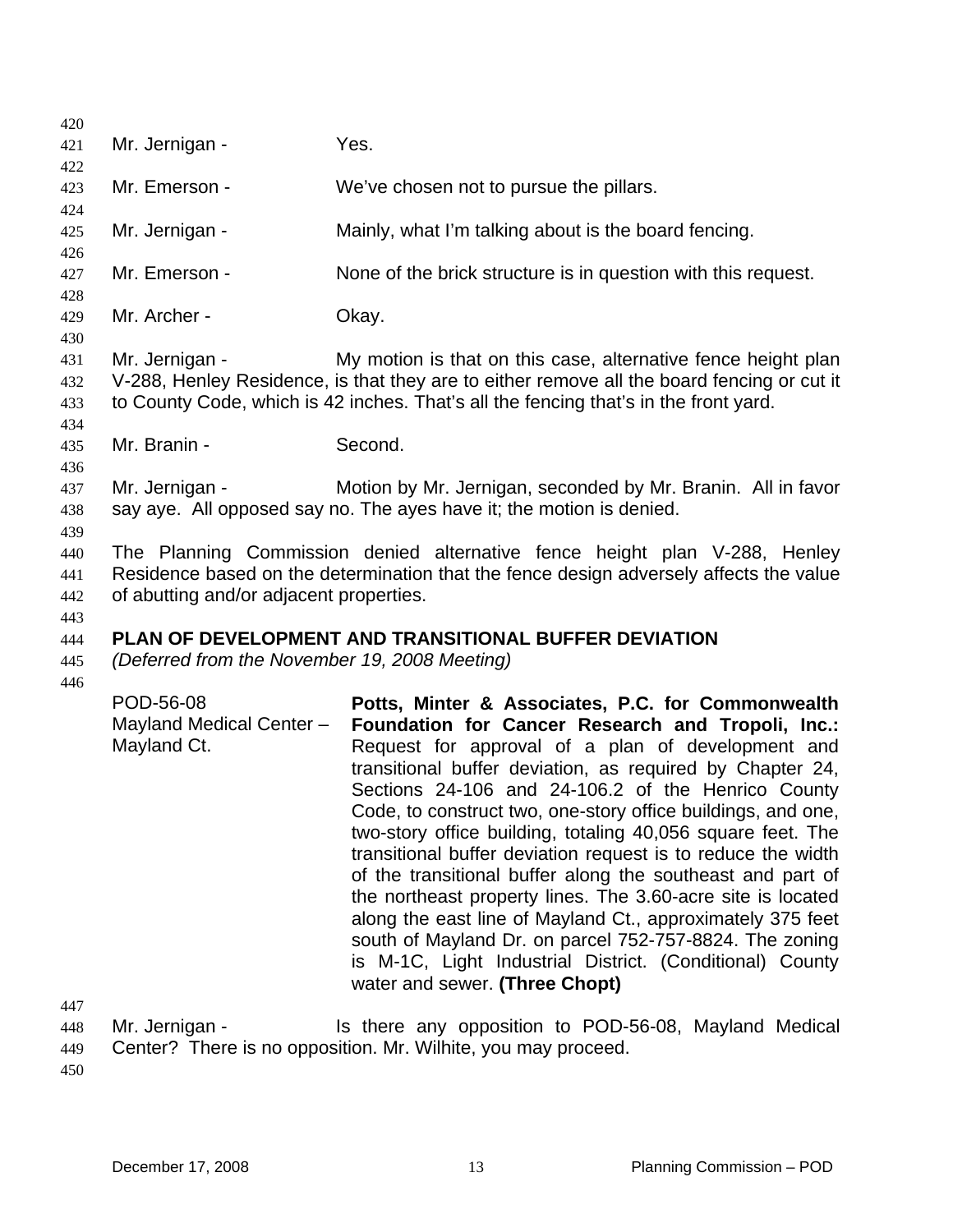Mr. Jernigan - Yes.

Mr. Emerson - We've chosen not to pursue the pillars.

Mr. Jernigan - Mainly, what I'm talking about is the board fencing.

Mr. Emerson - None of the brick structure is in question with this request.

Mr. Archer - Okay.

Mr. Jernigan - My motion is that on this case, alternative fence height plan V-288, Henley Residence, is that they are to either remove all the board fencing or cut it to County Code, which is 42 inches. That's all the fencing that's in the front yard.

Mr. Branin - Second.

Mr. Jernigan - Motion by Mr. Jernigan, seconded by Mr. Branin. All in favor say aye. All opposed say no. The ayes have it; the motion is denied.

The Planning Commission denied alternative fence height plan V-288, Henley Residence based on the determination that the fence design adversely affects the value of abutting and/or adjacent properties.

**PLAN OF DEVELOPMENT AND TRANSITIONAL BUFFER DEVIATION**
*(Deferred from the November 19, 2008 Meeting)*

POD-56-08
Mayland Medical Center – Mayland Ct.

**Potts, Minter & Associates, P.C. for Commonwealth Foundation for Cancer Research and Tropoli, Inc.:** Request for approval of a plan of development and transitional buffer deviation, as required by Chapter 24, Sections 24-106 and 24-106.2 of the Henrico County Code, to construct two, one-story office buildings, and one, two-story office building, totaling 40,056 square feet. The transitional buffer deviation request is to reduce the width of the transitional buffer along the southeast and part of the northeast property lines. The 3.60-acre site is located along the east line of Mayland Ct., approximately 375 feet south of Mayland Dr. on parcel 752-757-8824. The zoning is M-1C, Light Industrial District. (Conditional) County water and sewer. **(Three Chopt)**

Mr. Jernigan - Is there any opposition to POD-56-08, Mayland Medical Center? There is no opposition. Mr. Wilhite, you may proceed.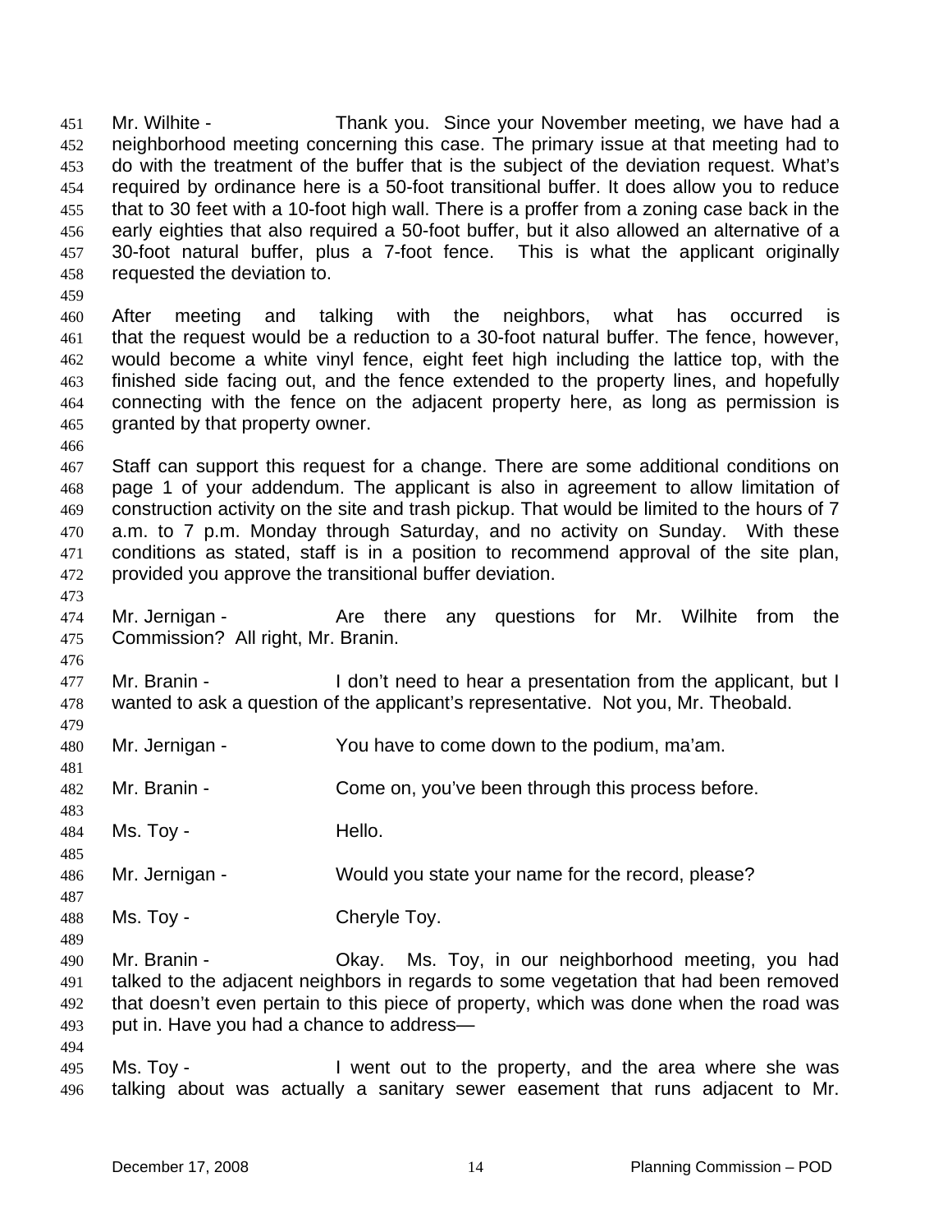Mr. Wilhite - Thank you. Since your November meeting, we have had a neighborhood meeting concerning this case. The primary issue at that meeting had to do with the treatment of the buffer that is the subject of the deviation request. What's required by ordinance here is a 50-foot transitional buffer. It does allow you to reduce that to 30 feet with a 10-foot high wall. There is a proffer from a zoning case back in the early eighties that also required a 50-foot buffer, but it also allowed an alternative of a 30-foot natural buffer, plus a 7-foot fence. This is what the applicant originally requested the deviation to.

After meeting and talking with the neighbors, what has occurred is that the request would be a reduction to a 30-foot natural buffer. The fence, however, would become a white vinyl fence, eight feet high including the lattice top, with the finished side facing out, and the fence extended to the property lines, and hopefully connecting with the fence on the adjacent property here, as long as permission is granted by that property owner.

Staff can support this request for a change. There are some additional conditions on page 1 of your addendum. The applicant is also in agreement to allow limitation of construction activity on the site and trash pickup. That would be limited to the hours of 7 a.m. to 7 p.m. Monday through Saturday, and no activity on Sunday. With these conditions as stated, staff is in a position to recommend approval of the site plan, provided you approve the transitional buffer deviation.

Mr. Jernigan - Are there any questions for Mr. Wilhite from the Commission? All right, Mr. Branin.

Mr. Branin - I don't need to hear a presentation from the applicant, but I wanted to ask a question of the applicant's representative. Not you, Mr. Theobald.

Mr. Jernigan - You have to come down to the podium, ma'am.

Mr. Branin - Come on, you've been through this process before.

Ms. Toy - Hello.

Mr. Jernigan - Would you state your name for the record, please?

Ms. Toy - Cheryle Toy.

Mr. Branin - Okay. Ms. Toy, in our neighborhood meeting, you had talked to the adjacent neighbors in regards to some vegetation that had been removed that doesn't even pertain to this piece of property, which was done when the road was put in. Have you had a chance to address—

Ms. Toy - I went out to the property, and the area where she was talking about was actually a sanitary sewer easement that runs adjacent to Mr.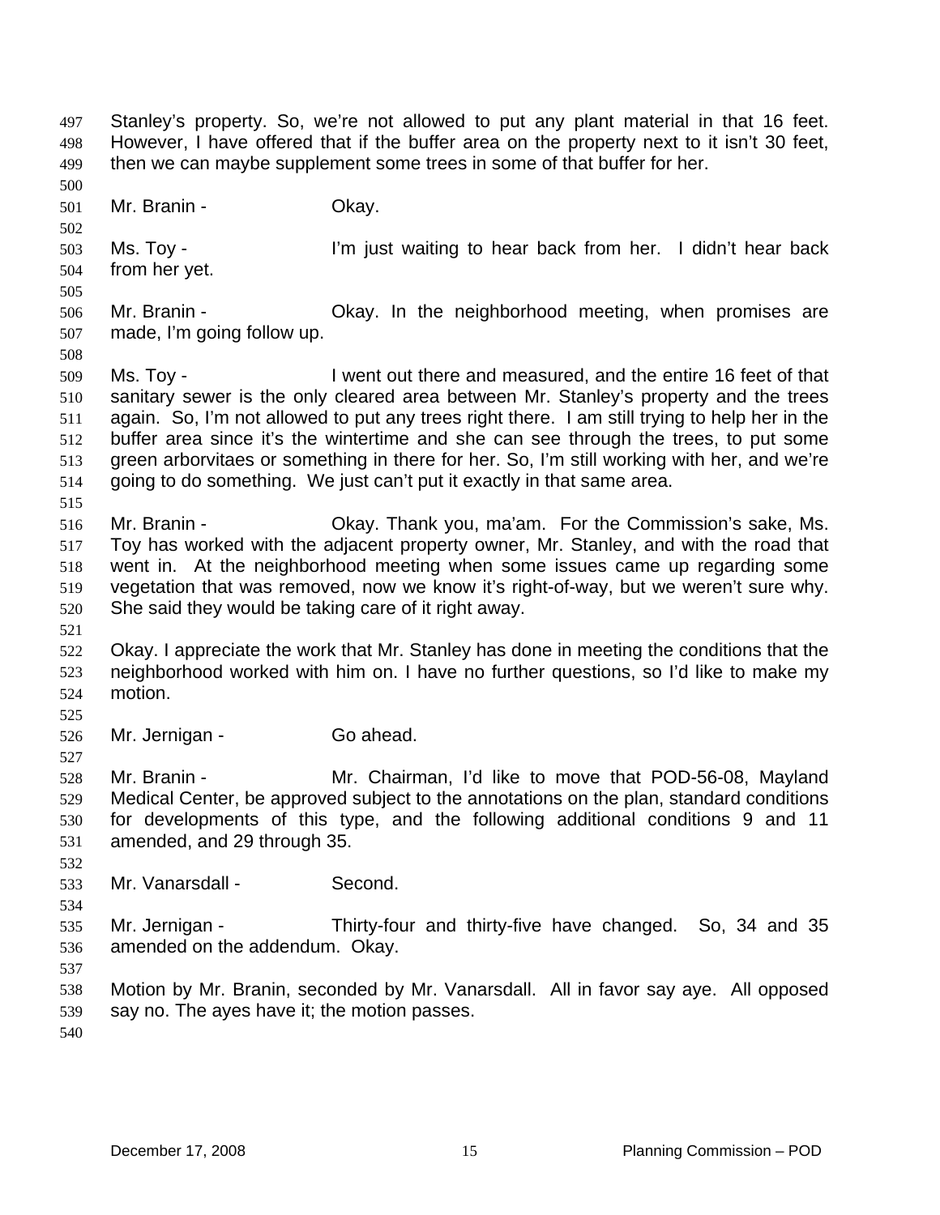Stanley's property. So, we're not allowed to put any plant material in that 16 feet. However, I have offered that if the buffer area on the property next to it isn't 30 feet, then we can maybe supplement some trees in some of that buffer for her.

Mr. Branin - Okay.

Ms. Toy - I'm just waiting to hear back from her. I didn't hear back from her yet.

Mr. Branin - Okay. In the neighborhood meeting, when promises are made, I'm going follow up.

Ms. Toy - I went out there and measured, and the entire 16 feet of that sanitary sewer is the only cleared area between Mr. Stanley's property and the trees again. So, I'm not allowed to put any trees right there. I am still trying to help her in the buffer area since it's the wintertime and she can see through the trees, to put some green arborvitaes or something in there for her. So, I'm still working with her, and we're going to do something. We just can't put it exactly in that same area.

Mr. Branin - Okay. Thank you, ma'am. For the Commission's sake, Ms. Toy has worked with the adjacent property owner, Mr. Stanley, and with the road that went in. At the neighborhood meeting when some issues came up regarding some vegetation that was removed, now we know it's right-of-way, but we weren't sure why. She said they would be taking care of it right away.

Okay. I appreciate the work that Mr. Stanley has done in meeting the conditions that the neighborhood worked with him on. I have no further questions, so I'd like to make my motion.

Mr. Jernigan - Go ahead.

Mr. Branin - Mr. Chairman, I'd like to move that POD-56-08, Mayland Medical Center, be approved subject to the annotations on the plan, standard conditions for developments of this type, and the following additional conditions 9 and 11 amended, and 29 through 35.

Mr. Vanarsdall - Second.

Mr. Jernigan - Thirty-four and thirty-five have changed. So, 34 and 35 amended on the addendum. Okay.

Motion by Mr. Branin, seconded by Mr. Vanarsdall. All in favor say aye. All opposed say no. The ayes have it; the motion passes.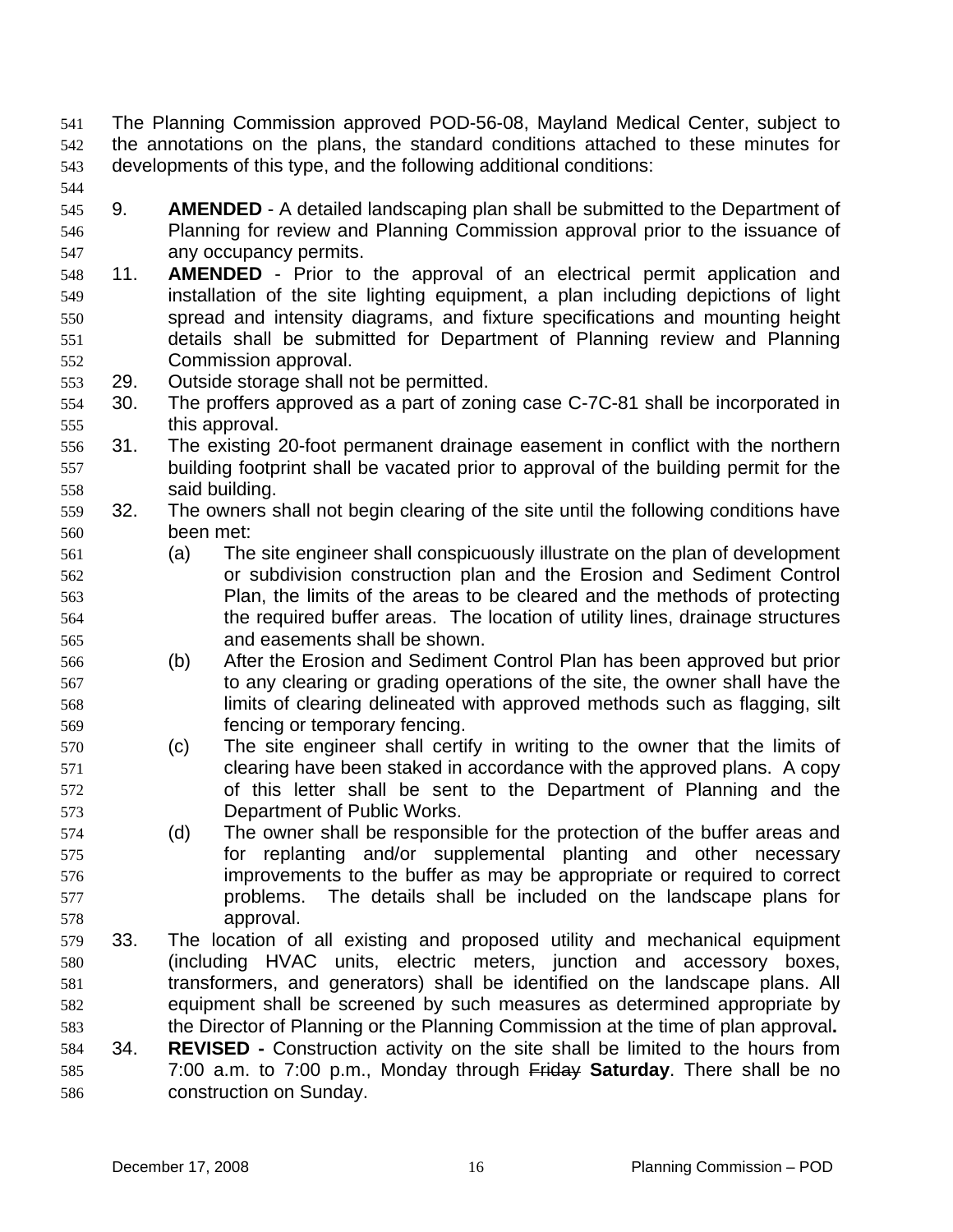The Planning Commission approved POD-56-08, Mayland Medical Center, subject to the annotations on the plans, the standard conditions attached to these minutes for developments of this type, and the following additional conditions:

9. **AMENDED** - A detailed landscaping plan shall be submitted to the Department of Planning for review and Planning Commission approval prior to the issuance of any occupancy permits.
11. **AMENDED** - Prior to the approval of an electrical permit application and installation of the site lighting equipment, a plan including depictions of light spread and intensity diagrams, and fixture specifications and mounting height details shall be submitted for Department of Planning review and Planning Commission approval.
29. Outside storage shall not be permitted.
30. The proffers approved as a part of zoning case C-7C-81 shall be incorporated in this approval.
31. The existing 20-foot permanent drainage easement in conflict with the northern building footprint shall be vacated prior to approval of the building permit for the said building.
32. The owners shall not begin clearing of the site until the following conditions have been met:
    (a) The site engineer shall conspicuously illustrate on the plan of development or subdivision construction plan and the Erosion and Sediment Control Plan, the limits of the areas to be cleared and the methods of protecting the required buffer areas. The location of utility lines, drainage structures and easements shall be shown.
    (b) After the Erosion and Sediment Control Plan has been approved but prior to any clearing or grading operations of the site, the owner shall have the limits of clearing delineated with approved methods such as flagging, silt fencing or temporary fencing.
    (c) The site engineer shall certify in writing to the owner that the limits of clearing have been staked in accordance with the approved plans. A copy of this letter shall be sent to the Department of Planning and the Department of Public Works.
    (d) The owner shall be responsible for the protection of the buffer areas and for replanting and/or supplemental planting and other necessary improvements to the buffer as may be appropriate or required to correct problems. The details shall be included on the landscape plans for approval.
33. The location of all existing and proposed utility and mechanical equipment (including HVAC units, electric meters, junction and accessory boxes, transformers, and generators) shall be identified on the landscape plans. All equipment shall be screened by such measures as determined appropriate by the Director of Planning or the Planning Commission at the time of plan approval**.**
34. **REVISED -** Construction activity on the site shall be limited to the hours from 7:00 a.m. to 7:00 p.m., Monday through ~~Friday~~ **Saturday**. There shall be no construction on Sunday.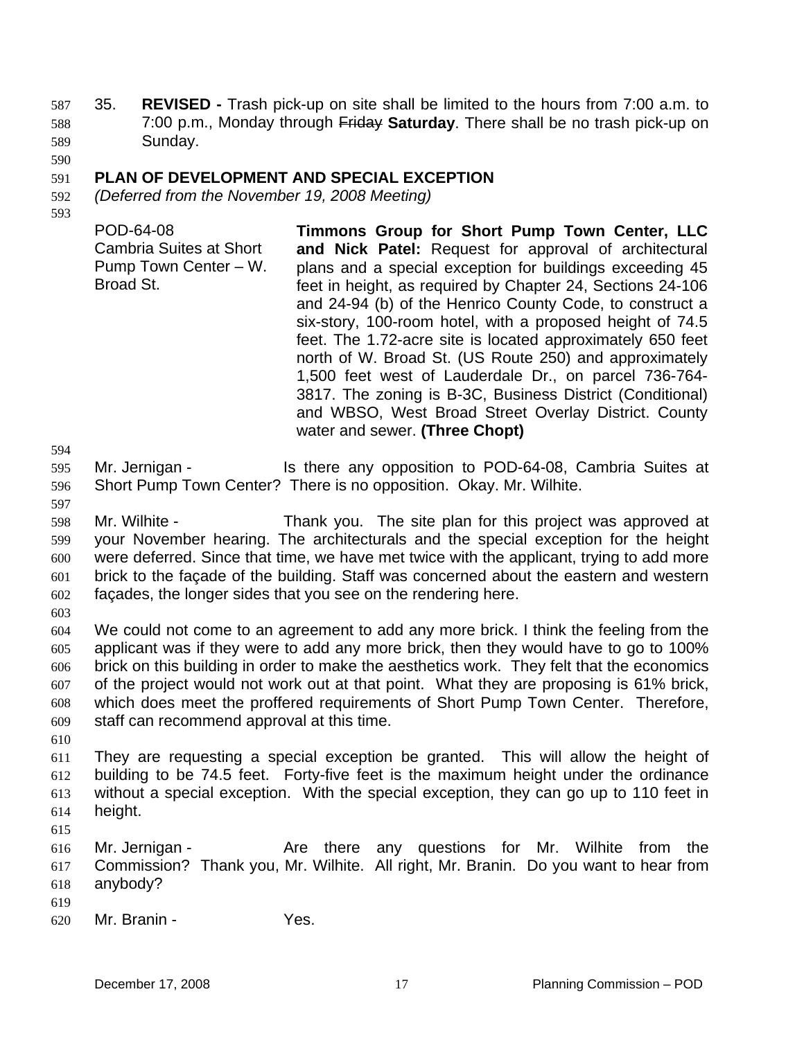35. **REVISED -** Trash pick-up on site shall be limited to the hours from 7:00 a.m. to 7:00 p.m., Monday through ~~Friday~~ **Saturday**. There shall be no trash pick-up on Sunday.

**PLAN OF DEVELOPMENT AND SPECIAL EXCEPTION**
*(Deferred from the November 19, 2008 Meeting)*

| | |
|---|---|
| POD-64-08<br>Cambria Suites at Short Pump Town Center – W. Broad St. | **Timmons Group for Short Pump Town Center, LLC and Nick Patel:** Request for approval of architectural plans and a special exception for buildings exceeding 45 feet in height, as required by Chapter 24, Sections 24-106 and 24-94 (b) of the Henrico County Code, to construct a six-story, 100-room hotel, with a proposed height of 74.5 feet. The 1.72-acre site is located approximately 650 feet north of W. Broad St. (US Route 250) and approximately 1,500 feet west of Lauderdale Dr., on parcel 736-764-3817. The zoning is B-3C, Business District (Conditional) and WBSO, West Broad Street Overlay District. County water and sewer. **(Three Chopt)** |

Mr. Jernigan - Is there any opposition to POD-64-08, Cambria Suites at Short Pump Town Center? There is no opposition. Okay. Mr. Wilhite.

Mr. Wilhite - Thank you. The site plan for this project was approved at your November hearing. The architecturals and the special exception for the height were deferred. Since that time, we have met twice with the applicant, trying to add more brick to the façade of the building. Staff was concerned about the eastern and western façades, the longer sides that you see on the rendering here.

We could not come to an agreement to add any more brick. I think the feeling from the applicant was if they were to add any more brick, then they would have to go to 100% brick on this building in order to make the aesthetics work. They felt that the economics of the project would not work out at that point. What they are proposing is 61% brick, which does meet the proffered requirements of Short Pump Town Center. Therefore, staff can recommend approval at this time.

They are requesting a special exception be granted. This will allow the height of building to be 74.5 feet. Forty-five feet is the maximum height under the ordinance without a special exception. With the special exception, they can go up to 110 feet in height.

Mr. Jernigan - Are there any questions for Mr. Wilhite from the Commission? Thank you, Mr. Wilhite. All right, Mr. Branin. Do you want to hear from anybody?

Mr. Branin - Yes.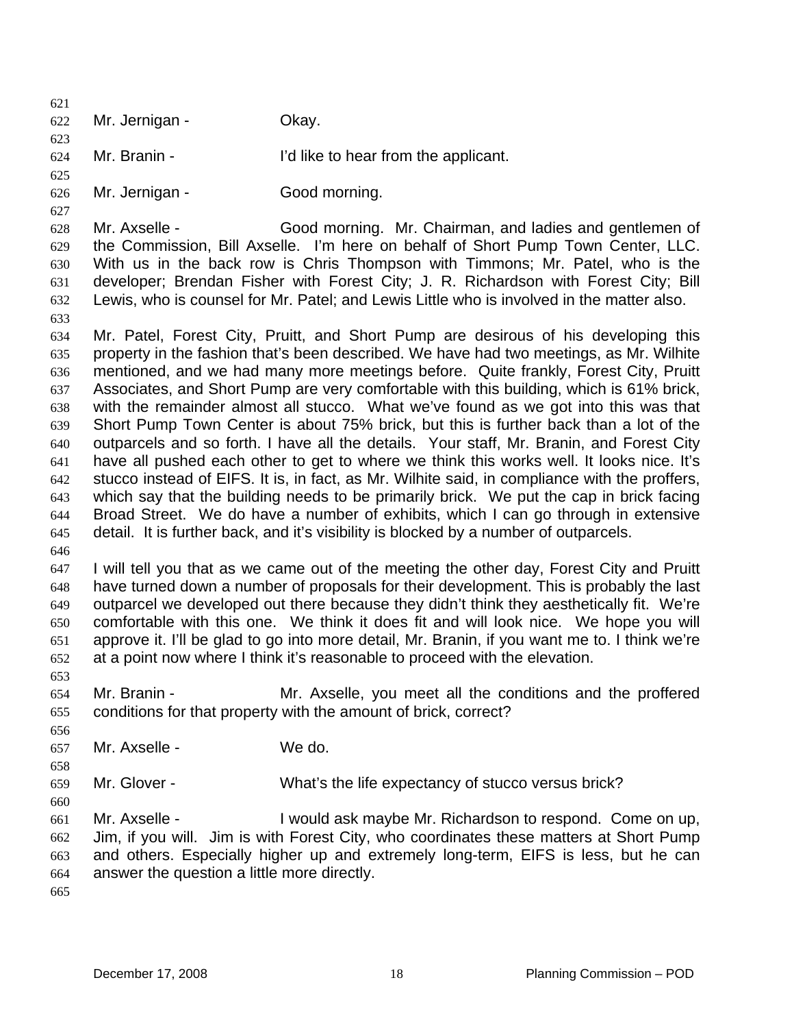Mr. Jernigan - Okay.

Mr. Branin - I'd like to hear from the applicant.

Mr. Jernigan - Good morning.

Mr. Axselle - Good morning. Mr. Chairman, and ladies and gentlemen of the Commission, Bill Axselle. I'm here on behalf of Short Pump Town Center, LLC. With us in the back row is Chris Thompson with Timmons; Mr. Patel, who is the developer; Brendan Fisher with Forest City; J. R. Richardson with Forest City; Bill Lewis, who is counsel for Mr. Patel; and Lewis Little who is involved in the matter also.

Mr. Patel, Forest City, Pruitt, and Short Pump are desirous of his developing this property in the fashion that's been described. We have had two meetings, as Mr. Wilhite mentioned, and we had many more meetings before. Quite frankly, Forest City, Pruitt Associates, and Short Pump are very comfortable with this building, which is 61% brick, with the remainder almost all stucco. What we've found as we got into this was that Short Pump Town Center is about 75% brick, but this is further back than a lot of the outparcels and so forth. I have all the details. Your staff, Mr. Branin, and Forest City have all pushed each other to get to where we think this works well. It looks nice. It's stucco instead of EIFS. It is, in fact, as Mr. Wilhite said, in compliance with the proffers, which say that the building needs to be primarily brick. We put the cap in brick facing Broad Street. We do have a number of exhibits, which I can go through in extensive detail. It is further back, and it's visibility is blocked by a number of outparcels.

I will tell you that as we came out of the meeting the other day, Forest City and Pruitt have turned down a number of proposals for their development. This is probably the last outparcel we developed out there because they didn't think they aesthetically fit. We're comfortable with this one. We think it does fit and will look nice. We hope you will approve it. I'll be glad to go into more detail, Mr. Branin, if you want me to. I think we're at a point now where I think it's reasonable to proceed with the elevation.

Mr. Branin - Mr. Axselle, you meet all the conditions and the proffered conditions for that property with the amount of brick, correct?

Mr. Axselle - We do.

Mr. Glover - What's the life expectancy of stucco versus brick?

Mr. Axselle - I would ask maybe Mr. Richardson to respond. Come on up, Jim, if you will. Jim is with Forest City, who coordinates these matters at Short Pump and others. Especially higher up and extremely long-term, EIFS is less, but he can answer the question a little more directly.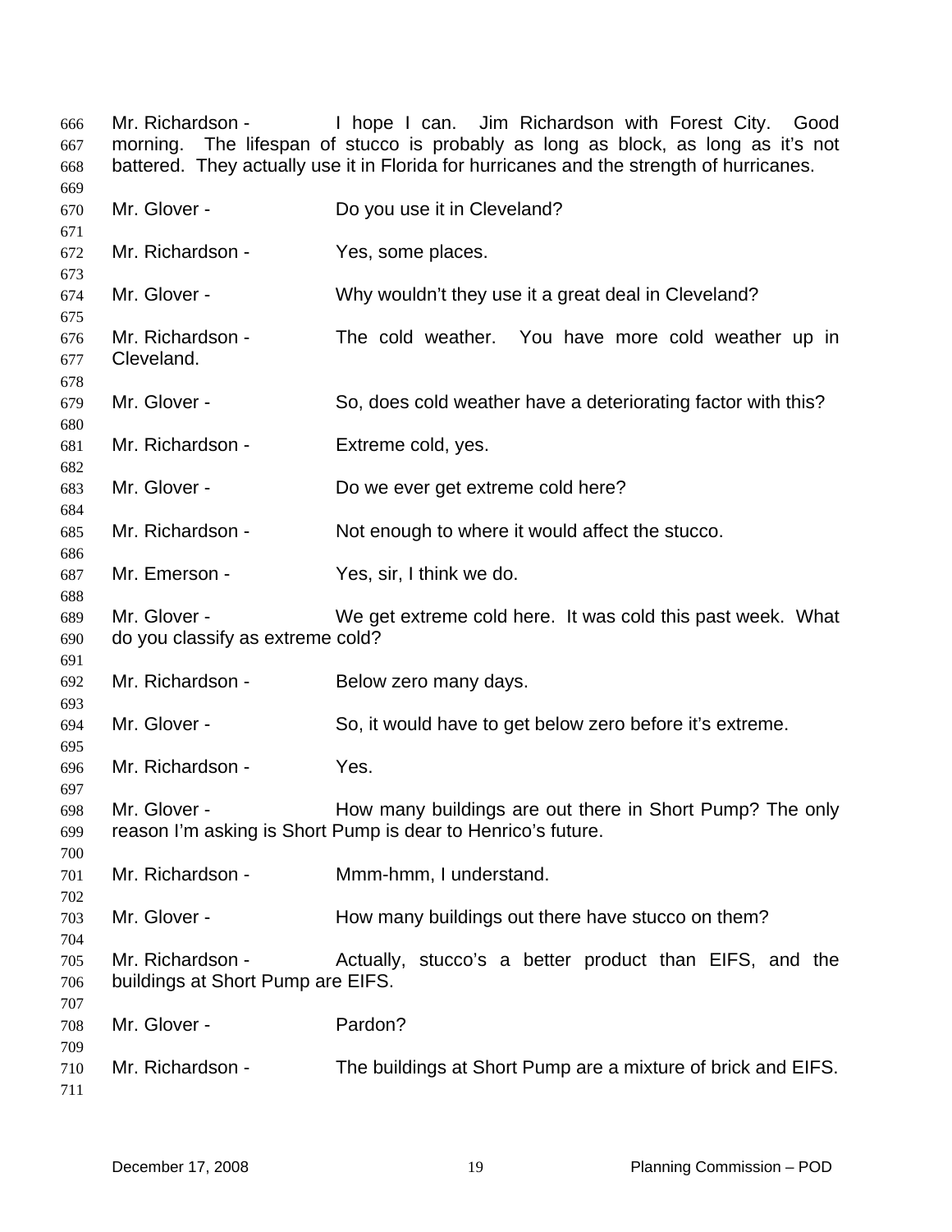Mr. Richardson - I hope I can. Jim Richardson with Forest City. Good morning. The lifespan of stucco is probably as long as block, as long as it's not battered. They actually use it in Florida for hurricanes and the strength of hurricanes.

Mr. Glover - Do you use it in Cleveland?

Mr. Richardson - Yes, some places.

Mr. Glover - Why wouldn't they use it a great deal in Cleveland?

Mr. Richardson - The cold weather. You have more cold weather up in Cleveland.

Mr. Glover - So, does cold weather have a deteriorating factor with this?

Mr. Richardson - Extreme cold, yes.

Mr. Glover - Do we ever get extreme cold here?

Mr. Richardson - Not enough to where it would affect the stucco.

Mr. Emerson - Yes, sir, I think we do.

Mr. Glover - We get extreme cold here. It was cold this past week. What do you classify as extreme cold?

Mr. Richardson - Below zero many days.

Mr. Glover - So, it would have to get below zero before it's extreme.

Mr. Richardson - Yes.

Mr. Glover - How many buildings are out there in Short Pump? The only reason I'm asking is Short Pump is dear to Henrico's future.

Mr. Richardson - Mmm-hmm, I understand.

Mr. Glover - How many buildings out there have stucco on them?

Mr. Richardson - Actually, stucco's a better product than EIFS, and the buildings at Short Pump are EIFS.

Mr. Glover - Pardon?

Mr. Richardson - The buildings at Short Pump are a mixture of brick and EIFS.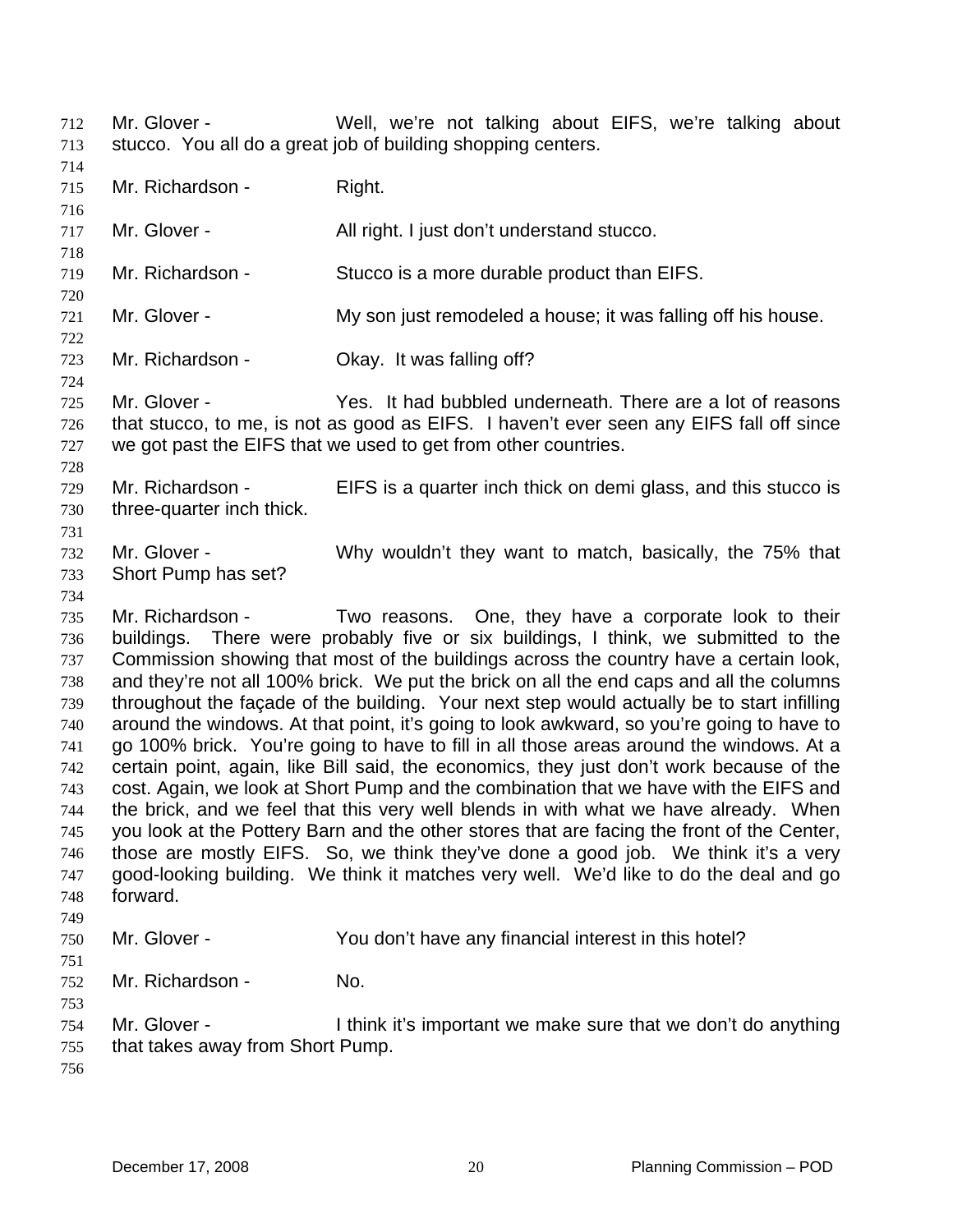Mr. Glover - Well, we're not talking about EIFS, we're talking about stucco. You all do a great job of building shopping centers.

Mr. Richardson - Right.

Mr. Glover - All right. I just don't understand stucco.

Mr. Richardson - Stucco is a more durable product than EIFS.

Mr. Glover - My son just remodeled a house; it was falling off his house.

Mr. Richardson - Okay. It was falling off?

Mr. Glover - Yes. It had bubbled underneath. There are a lot of reasons that stucco, to me, is not as good as EIFS. I haven't ever seen any EIFS fall off since we got past the EIFS that we used to get from other countries.

Mr. Richardson - EIFS is a quarter inch thick on demi glass, and this stucco is three-quarter inch thick.

Mr. Glover - Why wouldn't they want to match, basically, the 75% that Short Pump has set?

Mr. Richardson - Two reasons. One, they have a corporate look to their buildings. There were probably five or six buildings, I think, we submitted to the Commission showing that most of the buildings across the country have a certain look, and they're not all 100% brick. We put the brick on all the end caps and all the columns throughout the façade of the building. Your next step would actually be to start infilling around the windows. At that point, it's going to look awkward, so you're going to have to go 100% brick. You're going to have to fill in all those areas around the windows. At a certain point, again, like Bill said, the economics, they just don't work because of the cost. Again, we look at Short Pump and the combination that we have with the EIFS and the brick, and we feel that this very well blends in with what we have already. When you look at the Pottery Barn and the other stores that are facing the front of the Center, those are mostly EIFS. So, we think they've done a good job. We think it's a very good-looking building. We think it matches very well. We'd like to do the deal and go forward.

Mr. Glover - You don't have any financial interest in this hotel?

Mr. Richardson - No.

Mr. Glover - I think it's important we make sure that we don't do anything that takes away from Short Pump.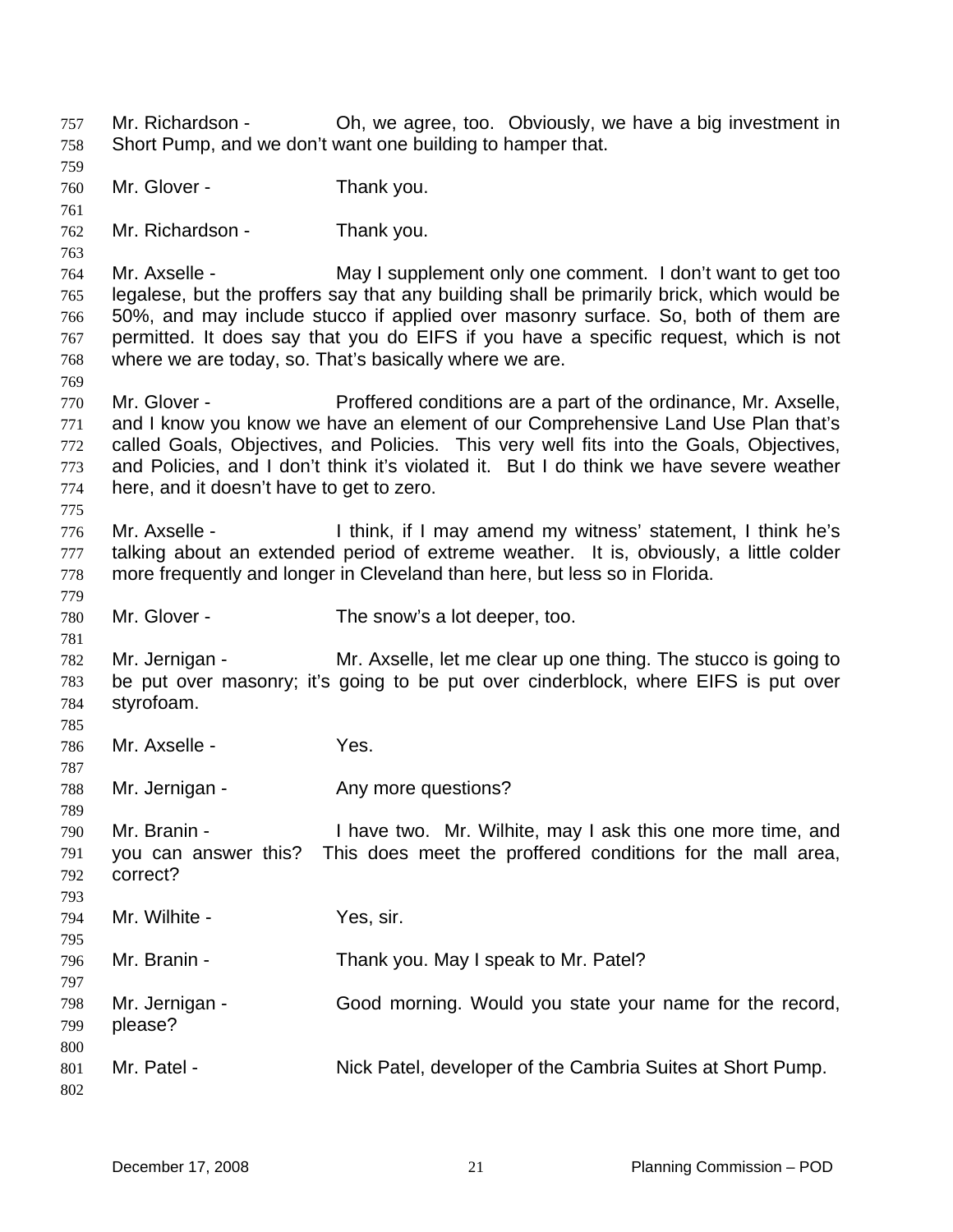Mr. Richardson - Oh, we agree, too. Obviously, we have a big investment in Short Pump, and we don't want one building to hamper that.

Mr. Glover - Thank you.

Mr. Richardson - Thank you.

Mr. Axselle - May I supplement only one comment. I don't want to get too legalese, but the proffers say that any building shall be primarily brick, which would be 50%, and may include stucco if applied over masonry surface. So, both of them are permitted. It does say that you do EIFS if you have a specific request, which is not where we are today, so. That's basically where we are.

Mr. Glover - Proffered conditions are a part of the ordinance, Mr. Axselle, and I know you know we have an element of our Comprehensive Land Use Plan that's called Goals, Objectives, and Policies. This very well fits into the Goals, Objectives, and Policies, and I don't think it's violated it. But I do think we have severe weather here, and it doesn't have to get to zero.

Mr. Axselle - I think, if I may amend my witness' statement, I think he's talking about an extended period of extreme weather. It is, obviously, a little colder more frequently and longer in Cleveland than here, but less so in Florida.

Mr. Glover - The snow's a lot deeper, too.

Mr. Jernigan - Mr. Axselle, let me clear up one thing. The stucco is going to be put over masonry; it's going to be put over cinderblock, where EIFS is put over styrofoam.

Mr. Axselle - Yes.

Mr. Jernigan - Any more questions?

Mr. Branin - I have two. Mr. Wilhite, may I ask this one more time, and you can answer this? This does meet the proffered conditions for the mall area, correct?

Mr. Wilhite - Yes, sir.

Mr. Branin - Thank you. May I speak to Mr. Patel?

Mr. Jernigan - Good morning. Would you state your name for the record, please?

Mr. Patel - Nick Patel, developer of the Cambria Suites at Short Pump.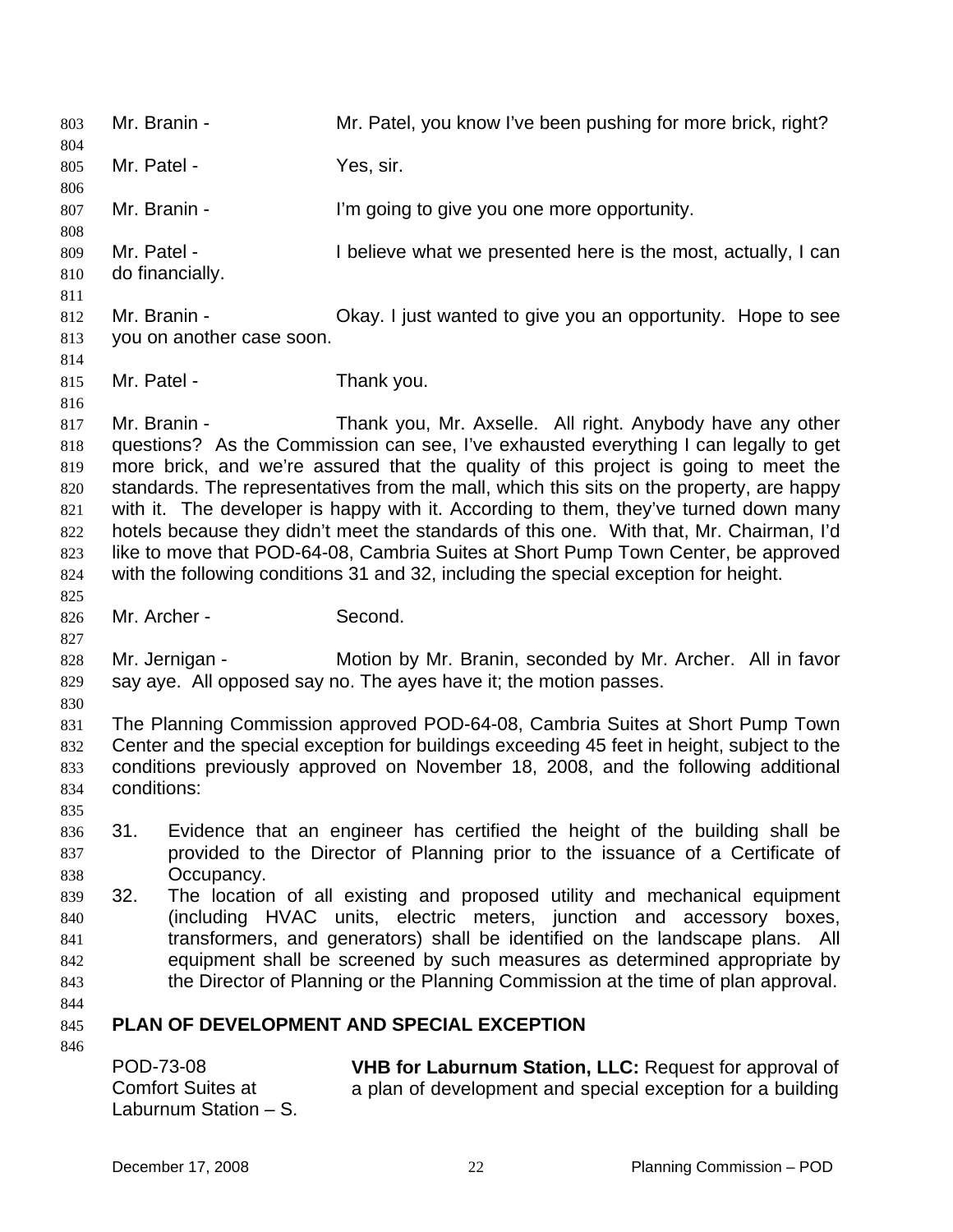Mr. Branin - Mr. Patel, you know I've been pushing for more brick, right?

Mr. Patel - Yes, sir.

Mr. Branin - I'm going to give you one more opportunity.

Mr. Patel - I believe what we presented here is the most, actually, I can do financially.

Mr. Branin - Okay. I just wanted to give you an opportunity. Hope to see you on another case soon.

Mr. Patel - Thank you.

Mr. Branin - Thank you, Mr. Axselle. All right. Anybody have any other questions? As the Commission can see, I've exhausted everything I can legally to get more brick, and we're assured that the quality of this project is going to meet the standards. The representatives from the mall, which this sits on the property, are happy with it. The developer is happy with it. According to them, they've turned down many hotels because they didn't meet the standards of this one. With that, Mr. Chairman, I'd like to move that POD-64-08, Cambria Suites at Short Pump Town Center, be approved with the following conditions 31 and 32, including the special exception for height.

Mr. Archer - Second.

Mr. Jernigan - Motion by Mr. Branin, seconded by Mr. Archer. All in favor say aye. All opposed say no. The ayes have it; the motion passes.

The Planning Commission approved POD-64-08, Cambria Suites at Short Pump Town Center and the special exception for buildings exceeding 45 feet in height, subject to the conditions previously approved on November 18, 2008, and the following additional conditions:

31. Evidence that an engineer has certified the height of the building shall be provided to the Director of Planning prior to the issuance of a Certificate of Occupancy.
32. The location of all existing and proposed utility and mechanical equipment (including HVAC units, electric meters, junction and accessory boxes, transformers, and generators) shall be identified on the landscape plans. All equipment shall be screened by such measures as determined appropriate by the Director of Planning or the Planning Commission at the time of plan approval.

## PLAN OF DEVELOPMENT AND SPECIAL EXCEPTION

POD-73-08
Comfort Suites at
Laburnum Station – S.

**VHB for Laburnum Station, LLC:** Request for approval of a plan of development and special exception for a building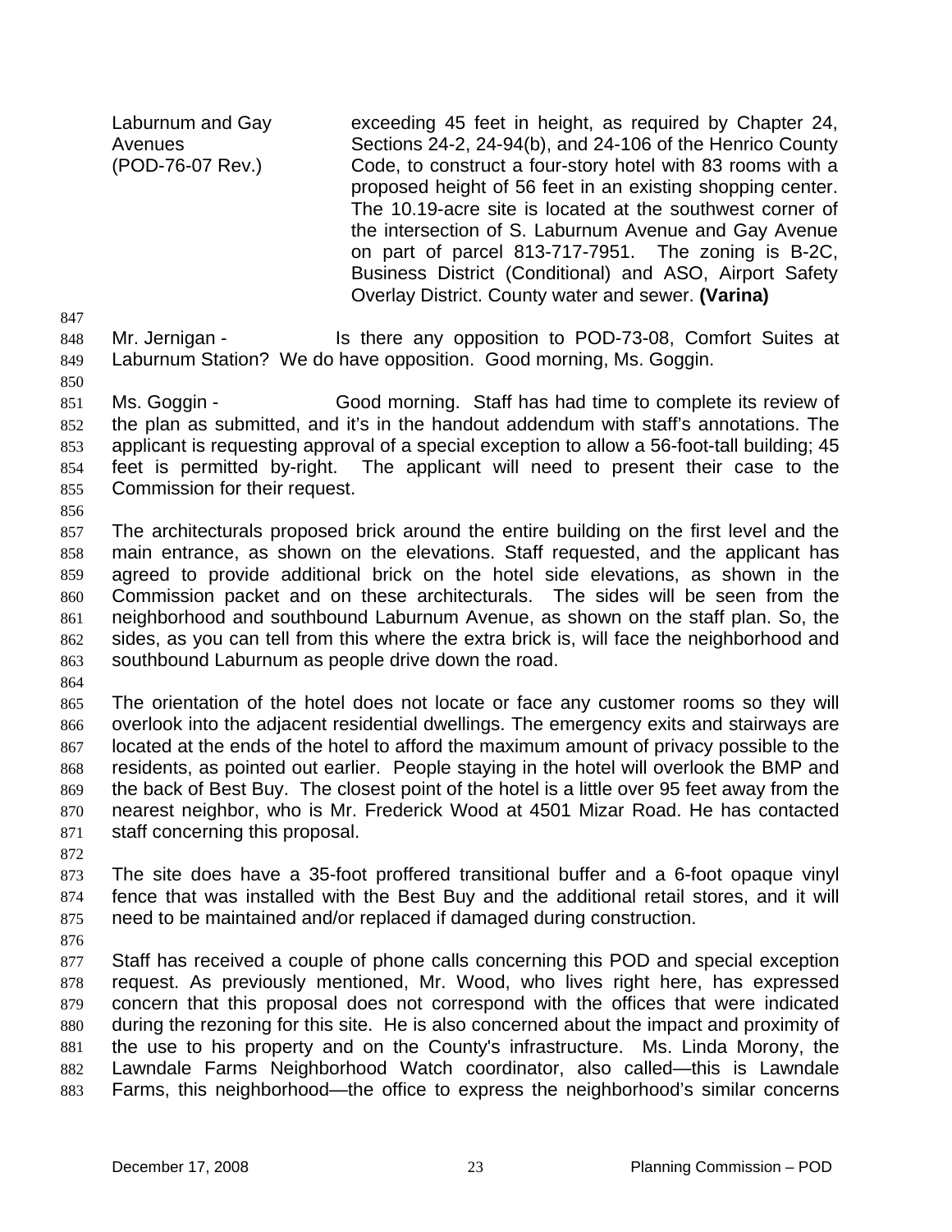Laburnum and Gay Avenues (POD-76-07 Rev.) — exceeding 45 feet in height, as required by Chapter 24, Sections 24-2, 24-94(b), and 24-106 of the Henrico County Code, to construct a four-story hotel with 83 rooms with a proposed height of 56 feet in an existing shopping center. The 10.19-acre site is located at the southwest corner of the intersection of S. Laburnum Avenue and Gay Avenue on part of parcel 813-717-7951. The zoning is B-2C, Business District (Conditional) and ASO, Airport Safety Overlay District. County water and sewer. **(Varina)**

Mr. Jernigan - Is there any opposition to POD-73-08, Comfort Suites at Laburnum Station? We do have opposition. Good morning, Ms. Goggin.

Ms. Goggin - Good morning. Staff has had time to complete its review of the plan as submitted, and it's in the handout addendum with staff's annotations. The applicant is requesting approval of a special exception to allow a 56-foot-tall building; 45 feet is permitted by-right. The applicant will need to present their case to the Commission for their request.

The architecturals proposed brick around the entire building on the first level and the main entrance, as shown on the elevations. Staff requested, and the applicant has agreed to provide additional brick on the hotel side elevations, as shown in the Commission packet and on these architecturals. The sides will be seen from the neighborhood and southbound Laburnum Avenue, as shown on the staff plan. So, the sides, as you can tell from this where the extra brick is, will face the neighborhood and southbound Laburnum as people drive down the road.

The orientation of the hotel does not locate or face any customer rooms so they will overlook into the adjacent residential dwellings. The emergency exits and stairways are located at the ends of the hotel to afford the maximum amount of privacy possible to the residents, as pointed out earlier. People staying in the hotel will overlook the BMP and the back of Best Buy. The closest point of the hotel is a little over 95 feet away from the nearest neighbor, who is Mr. Frederick Wood at 4501 Mizar Road. He has contacted staff concerning this proposal.

The site does have a 35-foot proffered transitional buffer and a 6-foot opaque vinyl fence that was installed with the Best Buy and the additional retail stores, and it will need to be maintained and/or replaced if damaged during construction.

Staff has received a couple of phone calls concerning this POD and special exception request. As previously mentioned, Mr. Wood, who lives right here, has expressed concern that this proposal does not correspond with the offices that were indicated during the rezoning for this site. He is also concerned about the impact and proximity of the use to his property and on the County's infrastructure. Ms. Linda Morony, the Lawndale Farms Neighborhood Watch coordinator, also called—this is Lawndale Farms, this neighborhood—the office to express the neighborhood's similar concerns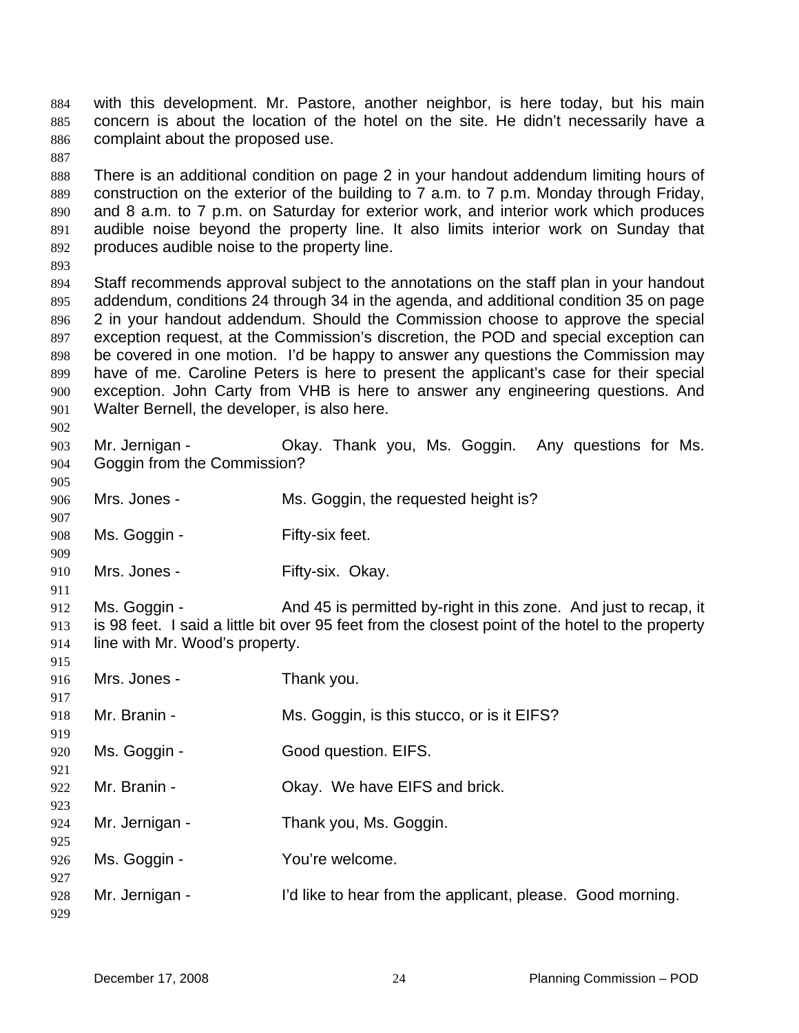with this development. Mr. Pastore, another neighbor, is here today, but his main concern is about the location of the hotel on the site. He didn't necessarily have a complaint about the proposed use.

There is an additional condition on page 2 in your handout addendum limiting hours of construction on the exterior of the building to 7 a.m. to 7 p.m. Monday through Friday, and 8 a.m. to 7 p.m. on Saturday for exterior work, and interior work which produces audible noise beyond the property line. It also limits interior work on Sunday that produces audible noise to the property line.

Staff recommends approval subject to the annotations on the staff plan in your handout addendum, conditions 24 through 34 in the agenda, and additional condition 35 on page 2 in your handout addendum. Should the Commission choose to approve the special exception request, at the Commission's discretion, the POD and special exception can be covered in one motion. I'd be happy to answer any questions the Commission may have of me. Caroline Peters is here to present the applicant's case for their special exception. John Carty from VHB is here to answer any engineering questions. And Walter Bernell, the developer, is also here.

Mr. Jernigan - Okay. Thank you, Ms. Goggin. Any questions for Ms. Goggin from the Commission?

Mrs. Jones - Ms. Goggin, the requested height is?

Ms. Goggin - Fifty-six feet.

Mrs. Jones - Fifty-six. Okay.

Ms. Goggin - And 45 is permitted by-right in this zone. And just to recap, it is 98 feet. I said a little bit over 95 feet from the closest point of the hotel to the property line with Mr. Wood's property.

Mrs. Jones - Thank you.

Mr. Branin - Ms. Goggin, is this stucco, or is it EIFS?

Ms. Goggin - Good question. EIFS.

Mr. Branin - Okay. We have EIFS and brick.

Mr. Jernigan - Thank you, Ms. Goggin.

Ms. Goggin - You're welcome.

Mr. Jernigan - I'd like to hear from the applicant, please. Good morning.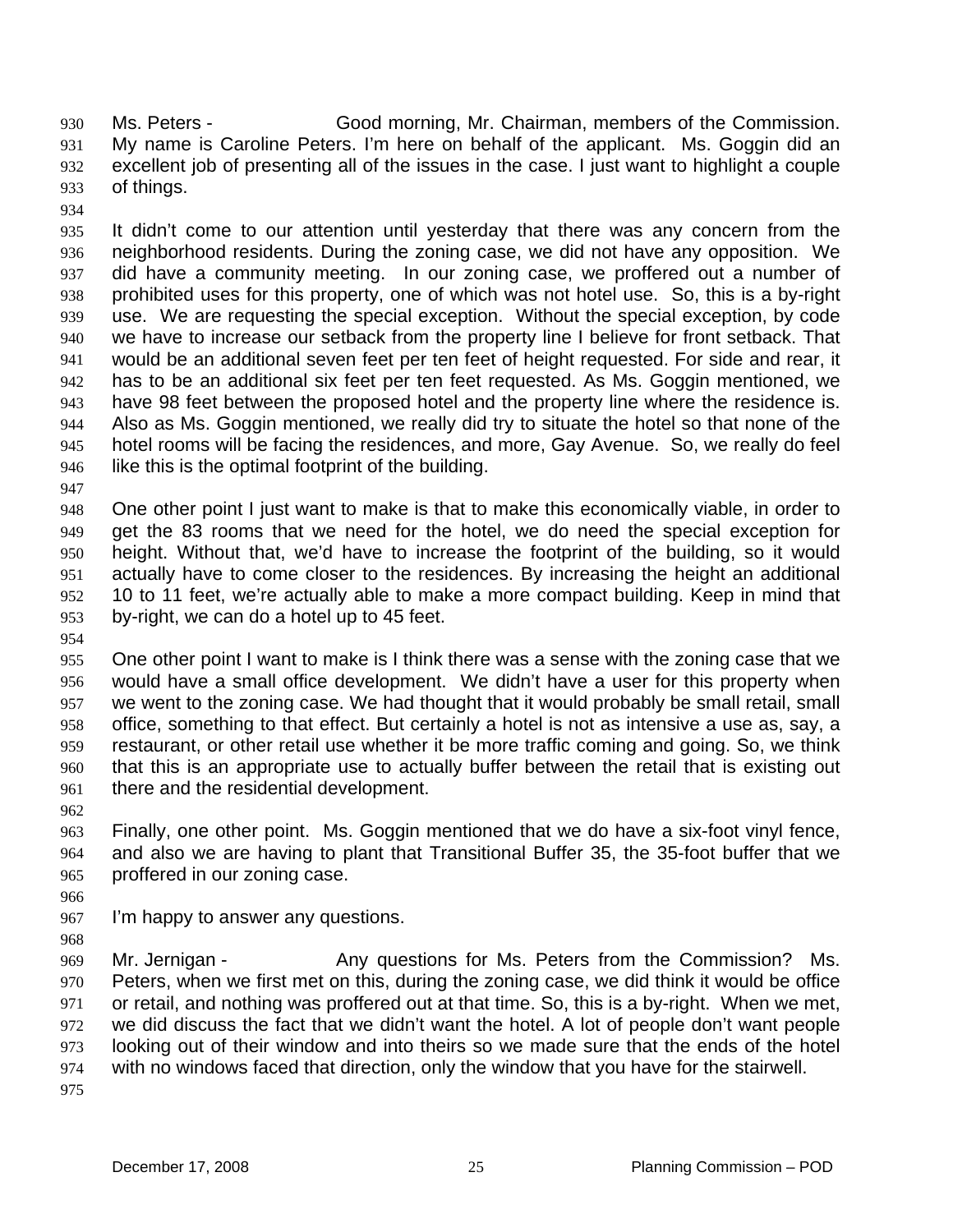Ms. Peters - Good morning, Mr. Chairman, members of the Commission. My name is Caroline Peters. I'm here on behalf of the applicant. Ms. Goggin did an excellent job of presenting all of the issues in the case. I just want to highlight a couple of things.

It didn't come to our attention until yesterday that there was any concern from the neighborhood residents. During the zoning case, we did not have any opposition. We did have a community meeting. In our zoning case, we proffered out a number of prohibited uses for this property, one of which was not hotel use. So, this is a by-right use. We are requesting the special exception. Without the special exception, by code we have to increase our setback from the property line I believe for front setback. That would be an additional seven feet per ten feet of height requested. For side and rear, it has to be an additional six feet per ten feet requested. As Ms. Goggin mentioned, we have 98 feet between the proposed hotel and the property line where the residence is. Also as Ms. Goggin mentioned, we really did try to situate the hotel so that none of the hotel rooms will be facing the residences, and more, Gay Avenue. So, we really do feel like this is the optimal footprint of the building.

One other point I just want to make is that to make this economically viable, in order to get the 83 rooms that we need for the hotel, we do need the special exception for height. Without that, we'd have to increase the footprint of the building, so it would actually have to come closer to the residences. By increasing the height an additional 10 to 11 feet, we're actually able to make a more compact building. Keep in mind that by-right, we can do a hotel up to 45 feet.

One other point I want to make is I think there was a sense with the zoning case that we would have a small office development. We didn't have a user for this property when we went to the zoning case. We had thought that it would probably be small retail, small office, something to that effect. But certainly a hotel is not as intensive a use as, say, a restaurant, or other retail use whether it be more traffic coming and going. So, we think that this is an appropriate use to actually buffer between the retail that is existing out there and the residential development.

Finally, one other point. Ms. Goggin mentioned that we do have a six-foot vinyl fence, and also we are having to plant that Transitional Buffer 35, the 35-foot buffer that we proffered in our zoning case.

I'm happy to answer any questions.

Mr. Jernigan - Any questions for Ms. Peters from the Commission? Ms. Peters, when we first met on this, during the zoning case, we did think it would be office or retail, and nothing was proffered out at that time. So, this is a by-right. When we met, we did discuss the fact that we didn't want the hotel. A lot of people don't want people looking out of their window and into theirs so we made sure that the ends of the hotel with no windows faced that direction, only the window that you have for the stairwell.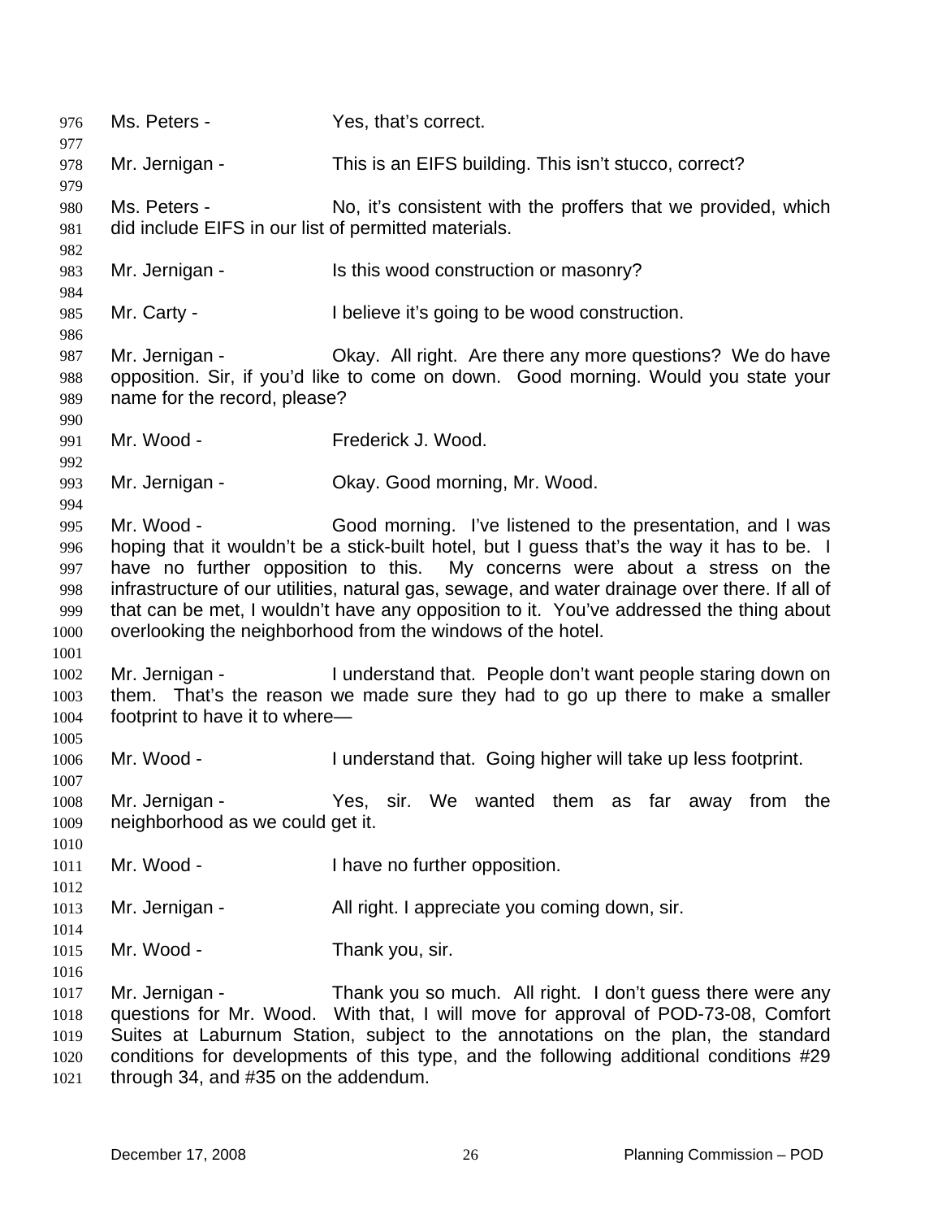Ms. Peters - Yes, that's correct.

Mr. Jernigan - This is an EIFS building. This isn't stucco, correct?

Ms. Peters - No, it's consistent with the proffers that we provided, which did include EIFS in our list of permitted materials.

Mr. Jernigan - Is this wood construction or masonry?

Mr. Carty - I believe it's going to be wood construction.

Mr. Jernigan - Okay. All right. Are there any more questions? We do have opposition. Sir, if you'd like to come on down. Good morning. Would you state your name for the record, please?

Mr. Wood - Frederick J. Wood.

Mr. Jernigan - Okay. Good morning, Mr. Wood.

Mr. Wood - Good morning. I've listened to the presentation, and I was hoping that it wouldn't be a stick-built hotel, but I guess that's the way it has to be. I have no further opposition to this. My concerns were about a stress on the infrastructure of our utilities, natural gas, sewage, and water drainage over there. If all of that can be met, I wouldn't have any opposition to it. You've addressed the thing about overlooking the neighborhood from the windows of the hotel.

Mr. Jernigan - I understand that. People don't want people staring down on them. That's the reason we made sure they had to go up there to make a smaller footprint to have it to where—

Mr. Wood - I understand that. Going higher will take up less footprint.

Mr. Jernigan - Yes, sir. We wanted them as far away from the neighborhood as we could get it.

Mr. Wood - I have no further opposition.

Mr. Jernigan - All right. I appreciate you coming down, sir.

Mr. Wood - Thank you, sir.

Mr. Jernigan - Thank you so much. All right. I don't guess there were any questions for Mr. Wood. With that, I will move for approval of POD-73-08, Comfort Suites at Laburnum Station, subject to the annotations on the plan, the standard conditions for developments of this type, and the following additional conditions #29 through 34, and #35 on the addendum.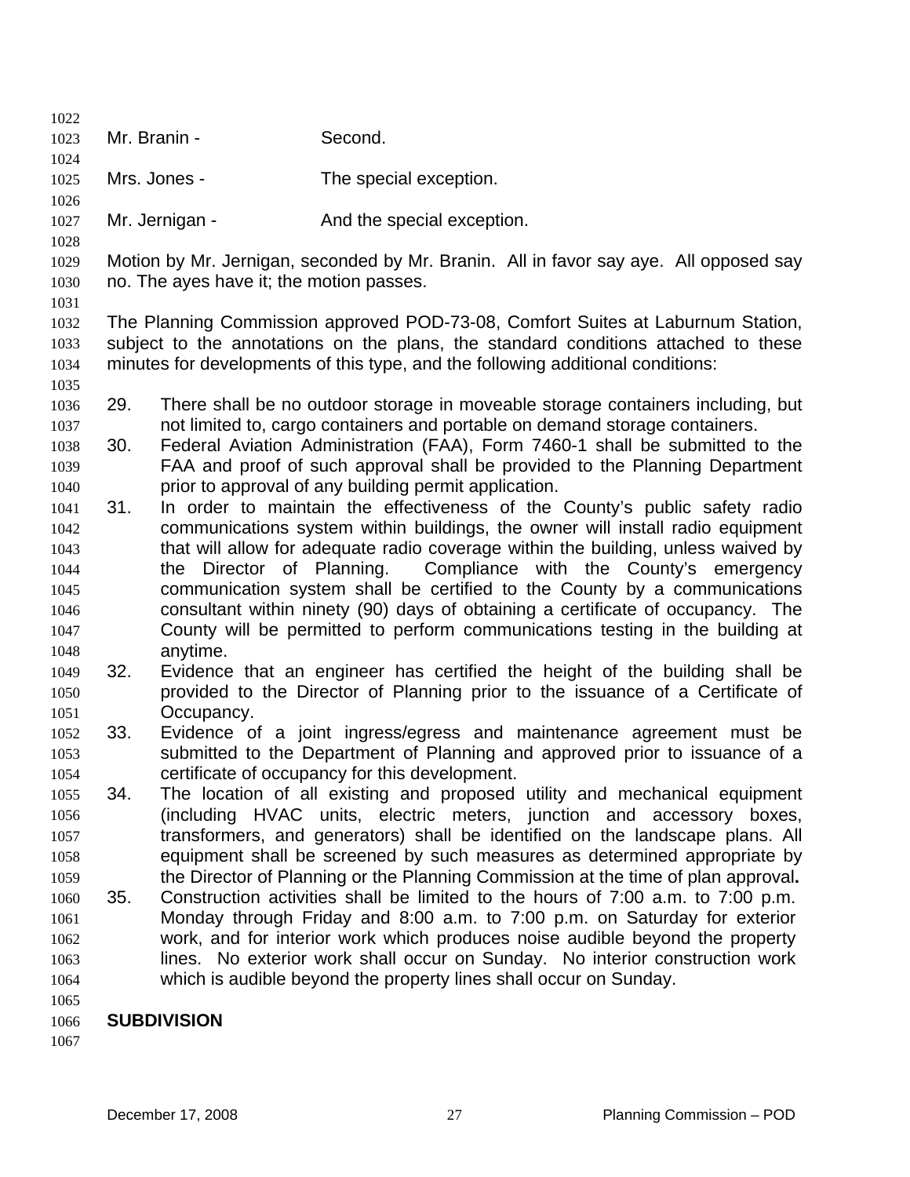Mr. Branin - Second.

Mrs. Jones - The special exception.

Mr. Jernigan - And the special exception.

Motion by Mr. Jernigan, seconded by Mr. Branin. All in favor say aye. All opposed say no. The ayes have it; the motion passes.

The Planning Commission approved POD-73-08, Comfort Suites at Laburnum Station, subject to the annotations on the plans, the standard conditions attached to these minutes for developments of this type, and the following additional conditions:

29. There shall be no outdoor storage in moveable storage containers including, but not limited to, cargo containers and portable on demand storage containers.
30. Federal Aviation Administration (FAA), Form 7460-1 shall be submitted to the FAA and proof of such approval shall be provided to the Planning Department prior to approval of any building permit application.
31. In order to maintain the effectiveness of the County's public safety radio communications system within buildings, the owner will install radio equipment that will allow for adequate radio coverage within the building, unless waived by the Director of Planning. Compliance with the County's emergency communication system shall be certified to the County by a communications consultant within ninety (90) days of obtaining a certificate of occupancy. The County will be permitted to perform communications testing in the building at anytime.
32. Evidence that an engineer has certified the height of the building shall be provided to the Director of Planning prior to the issuance of a Certificate of Occupancy.
33. Evidence of a joint ingress/egress and maintenance agreement must be submitted to the Department of Planning and approved prior to issuance of a certificate of occupancy for this development.
34. The location of all existing and proposed utility and mechanical equipment (including HVAC units, electric meters, junction and accessory boxes, transformers, and generators) shall be identified on the landscape plans. All equipment shall be screened by such measures as determined appropriate by the Director of Planning or the Planning Commission at the time of plan approval**.**
35. Construction activities shall be limited to the hours of 7:00 a.m. to 7:00 p.m. Monday through Friday and 8:00 a.m. to 7:00 p.m. on Saturday for exterior work, and for interior work which produces noise audible beyond the property lines. No exterior work shall occur on Sunday. No interior construction work which is audible beyond the property lines shall occur on Sunday.

**SUBDIVISION**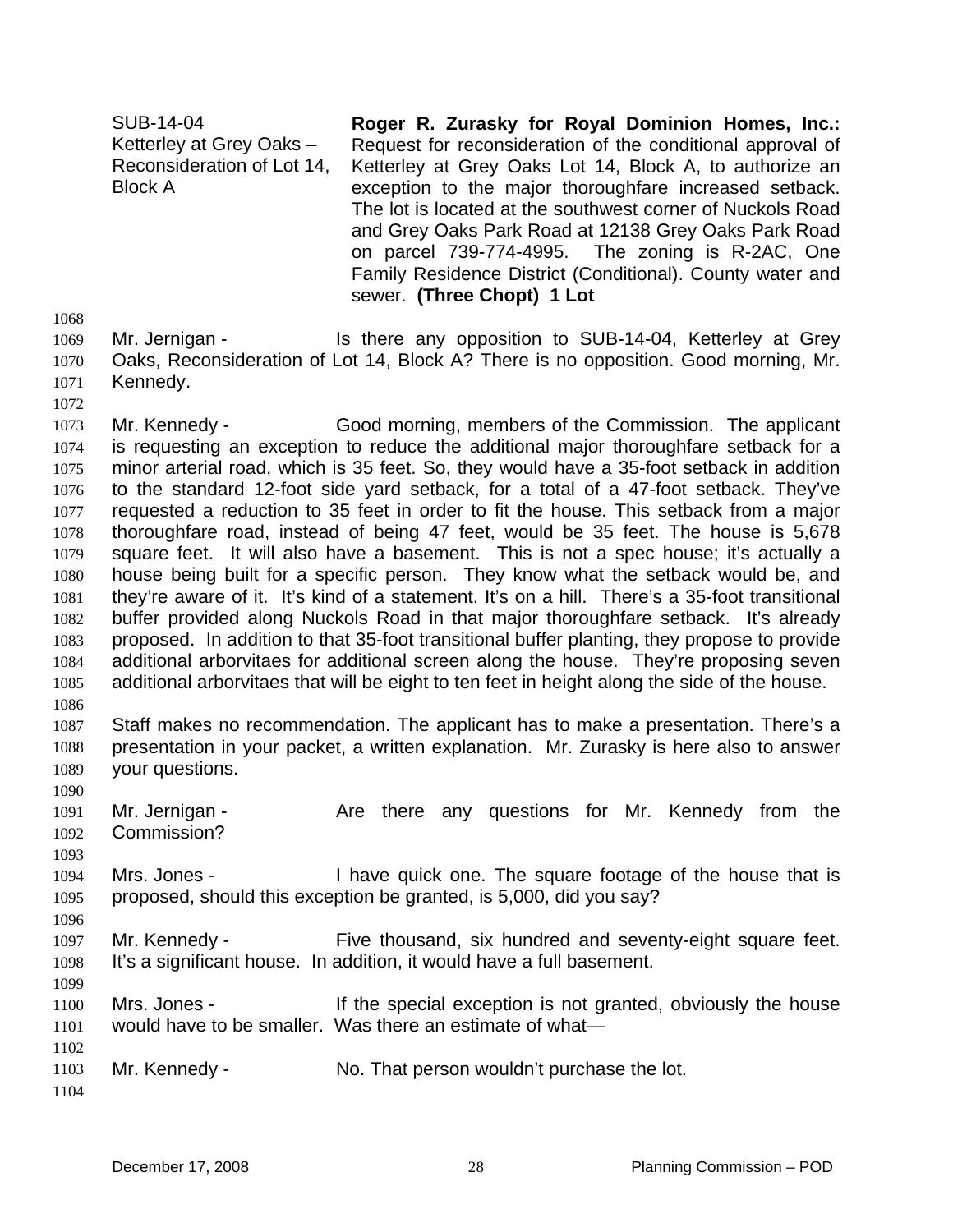| | |
|---|---|
| SUB-14-04<br>Ketterley at Grey Oaks – Reconsideration of Lot 14, Block A | **Roger R. Zurasky for Royal Dominion Homes, Inc.:** Request for reconsideration of the conditional approval of Ketterley at Grey Oaks Lot 14, Block A, to authorize an exception to the major thoroughfare increased setback. The lot is located at the southwest corner of Nuckols Road and Grey Oaks Park Road at 12138 Grey Oaks Park Road on parcel 739-774-4995. The zoning is R-2AC, One Family Residence District (Conditional). County water and sewer. **(Three Chopt) 1 Lot** |

1068

1069 Mr. Jernigan - Is there any opposition to SUB-14-04, Ketterley at Grey
1070 Oaks, Reconsideration of Lot 14, Block A? There is no opposition. Good morning, Mr.
1071 Kennedy.

1072

1073 Mr. Kennedy - Good morning, members of the Commission. The applicant
1074 is requesting an exception to reduce the additional major thoroughfare setback for a
1075 minor arterial road, which is 35 feet. So, they would have a 35-foot setback in addition
1076 to the standard 12-foot side yard setback, for a total of a 47-foot setback. They've
1077 requested a reduction to 35 feet in order to fit the house. This setback from a major
1078 thoroughfare road, instead of being 47 feet, would be 35 feet. The house is 5,678
1079 square feet. It will also have a basement. This is not a spec house; it's actually a
1080 house being built for a specific person. They know what the setback would be, and
1081 they're aware of it. It's kind of a statement. It's on a hill. There's a 35-foot transitional
1082 buffer provided along Nuckols Road in that major thoroughfare setback. It's already
1083 proposed. In addition to that 35-foot transitional buffer planting, they propose to provide
1084 additional arborvitaes for additional screen along the house. They're proposing seven
1085 additional arborvitaes that will be eight to ten feet in height along the side of the house.

1086

1087 Staff makes no recommendation. The applicant has to make a presentation. There's a
1088 presentation in your packet, a written explanation. Mr. Zurasky is here also to answer
1089 your questions.

1090

1091 Mr. Jernigan - Are there any questions for Mr. Kennedy from the
1092 Commission?

1093

1094 Mrs. Jones - I have quick one. The square footage of the house that is
1095 proposed, should this exception be granted, is 5,000, did you say?

1096

1097 Mr. Kennedy - Five thousand, six hundred and seventy-eight square feet.
1098 It's a significant house. In addition, it would have a full basement.

1099

1100 Mrs. Jones - If the special exception is not granted, obviously the house
1101 would have to be smaller. Was there an estimate of what—

1102

1103 Mr. Kennedy - No. That person wouldn't purchase the lot.

1104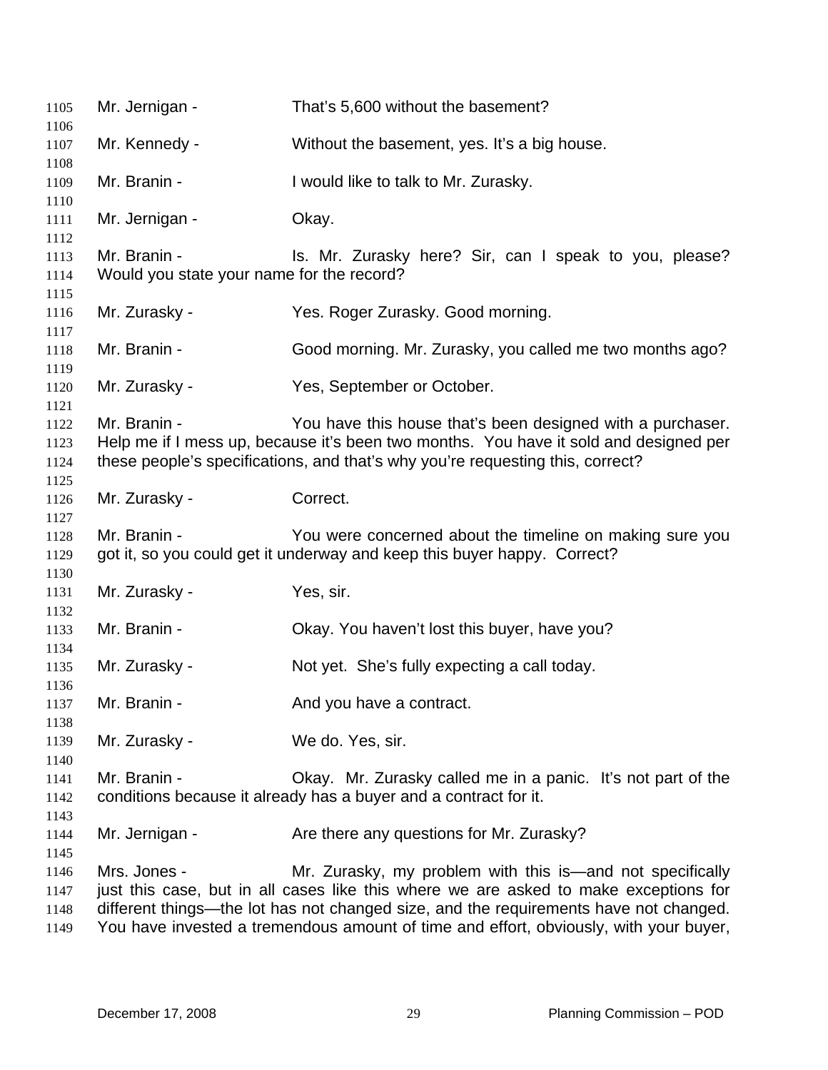1105 Mr. Jernigan - That's 5,600 without the basement?

1107 Mr. Kennedy - Without the basement, yes. It's a big house.

1109 Mr. Branin - I would like to talk to Mr. Zurasky.

1111 Mr. Jernigan - Okay.

1113 Mr. Branin - Is. Mr. Zurasky here? Sir, can I speak to you, please?
1114 Would you state your name for the record?

1116 Mr. Zurasky - Yes. Roger Zurasky. Good morning.

1118 Mr. Branin - Good morning. Mr. Zurasky, you called me two months ago?

1120 Mr. Zurasky - Yes, September or October.

1122 Mr. Branin - You have this house that's been designed with a purchaser.
1123 Help me if I mess up, because it's been two months. You have it sold and designed per
1124 these people's specifications, and that's why you're requesting this, correct?

1126 Mr. Zurasky - Correct.

1128 Mr. Branin - You were concerned about the timeline on making sure you
1129 got it, so you could get it underway and keep this buyer happy. Correct?

1131 Mr. Zurasky - Yes, sir.

1133 Mr. Branin - Okay. You haven't lost this buyer, have you?

1135 Mr. Zurasky - Not yet. She's fully expecting a call today.

1137 Mr. Branin - And you have a contract.

1139 Mr. Zurasky - We do. Yes, sir.

1141 Mr. Branin - Okay. Mr. Zurasky called me in a panic. It's not part of the
1142 conditions because it already has a buyer and a contract for it.

1144 Mr. Jernigan - Are there any questions for Mr. Zurasky?

1146 Mrs. Jones - Mr. Zurasky, my problem with this is—and not specifically
1147 just this case, but in all cases like this where we are asked to make exceptions for
1148 different things—the lot has not changed size, and the requirements have not changed.
1149 You have invested a tremendous amount of time and effort, obviously, with your buyer,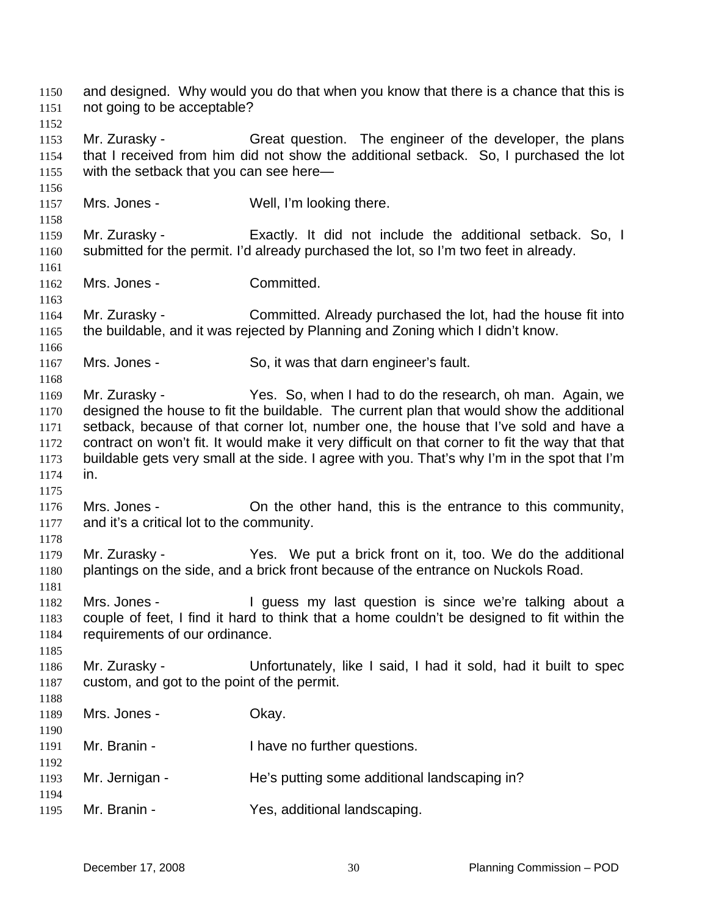and designed. Why would you do that when you know that there is a chance that this is not going to be acceptable?

Mr. Zurasky - Great question. The engineer of the developer, the plans that I received from him did not show the additional setback. So, I purchased the lot with the setback that you can see here—

Mrs. Jones - Well, I'm looking there.

Mr. Zurasky - Exactly. It did not include the additional setback. So, I submitted for the permit. I'd already purchased the lot, so I'm two feet in already.

Mrs. Jones - Committed.

Mr. Zurasky - Committed. Already purchased the lot, had the house fit into the buildable, and it was rejected by Planning and Zoning which I didn't know.

Mrs. Jones - So, it was that darn engineer's fault.

Mr. Zurasky - Yes. So, when I had to do the research, oh man. Again, we designed the house to fit the buildable. The current plan that would show the additional setback, because of that corner lot, number one, the house that I've sold and have a contract on won't fit. It would make it very difficult on that corner to fit the way that that buildable gets very small at the side. I agree with you. That's why I'm in the spot that I'm in.

Mrs. Jones - On the other hand, this is the entrance to this community, and it's a critical lot to the community.

Mr. Zurasky - Yes. We put a brick front on it, too. We do the additional plantings on the side, and a brick front because of the entrance on Nuckols Road.

Mrs. Jones - I guess my last question is since we're talking about a couple of feet, I find it hard to think that a home couldn't be designed to fit within the requirements of our ordinance.

Mr. Zurasky - Unfortunately, like I said, I had it sold, had it built to spec custom, and got to the point of the permit.

Mrs. Jones - Okay.

Mr. Branin - I have no further questions.

Mr. Jernigan - He's putting some additional landscaping in?

Mr. Branin - Yes, additional landscaping.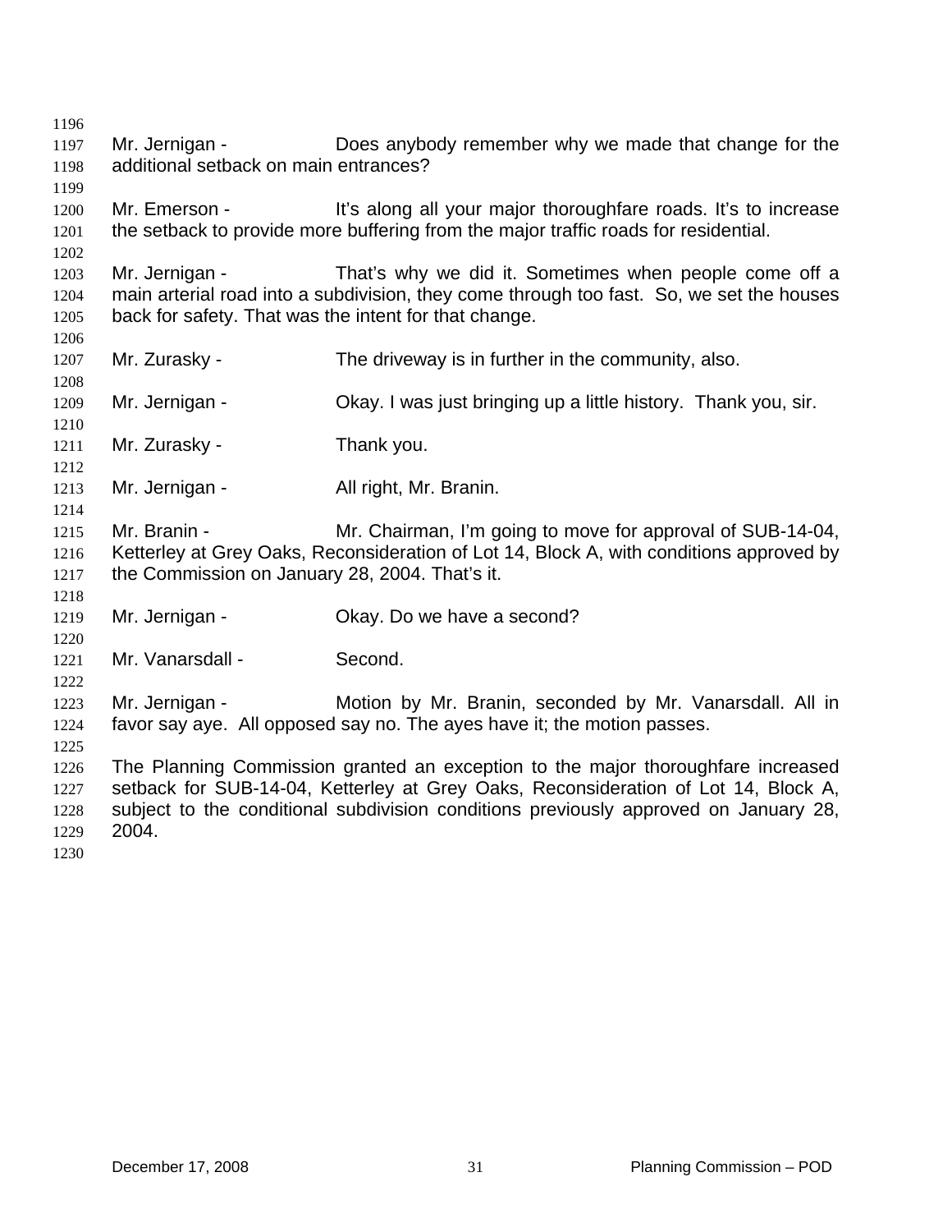Mr. Jernigan - Does anybody remember why we made that change for the additional setback on main entrances?

Mr. Emerson - It's along all your major thoroughfare roads. It's to increase the setback to provide more buffering from the major traffic roads for residential.

Mr. Jernigan - That's why we did it. Sometimes when people come off a main arterial road into a subdivision, they come through too fast. So, we set the houses back for safety. That was the intent for that change.

Mr. Zurasky - The driveway is in further in the community, also.

Mr. Jernigan - Okay. I was just bringing up a little history. Thank you, sir.

Mr. Zurasky - Thank you.

Mr. Jernigan - All right, Mr. Branin.

Mr. Branin - Mr. Chairman, I'm going to move for approval of SUB-14-04, Ketterley at Grey Oaks, Reconsideration of Lot 14, Block A, with conditions approved by the Commission on January 28, 2004. That's it.

Mr. Jernigan - Okay. Do we have a second?

Mr. Vanarsdall - Second.

Mr. Jernigan - Motion by Mr. Branin, seconded by Mr. Vanarsdall. All in favor say aye. All opposed say no. The ayes have it; the motion passes.

The Planning Commission granted an exception to the major thoroughfare increased setback for SUB-14-04, Ketterley at Grey Oaks, Reconsideration of Lot 14, Block A, subject to the conditional subdivision conditions previously approved on January 28, 2004.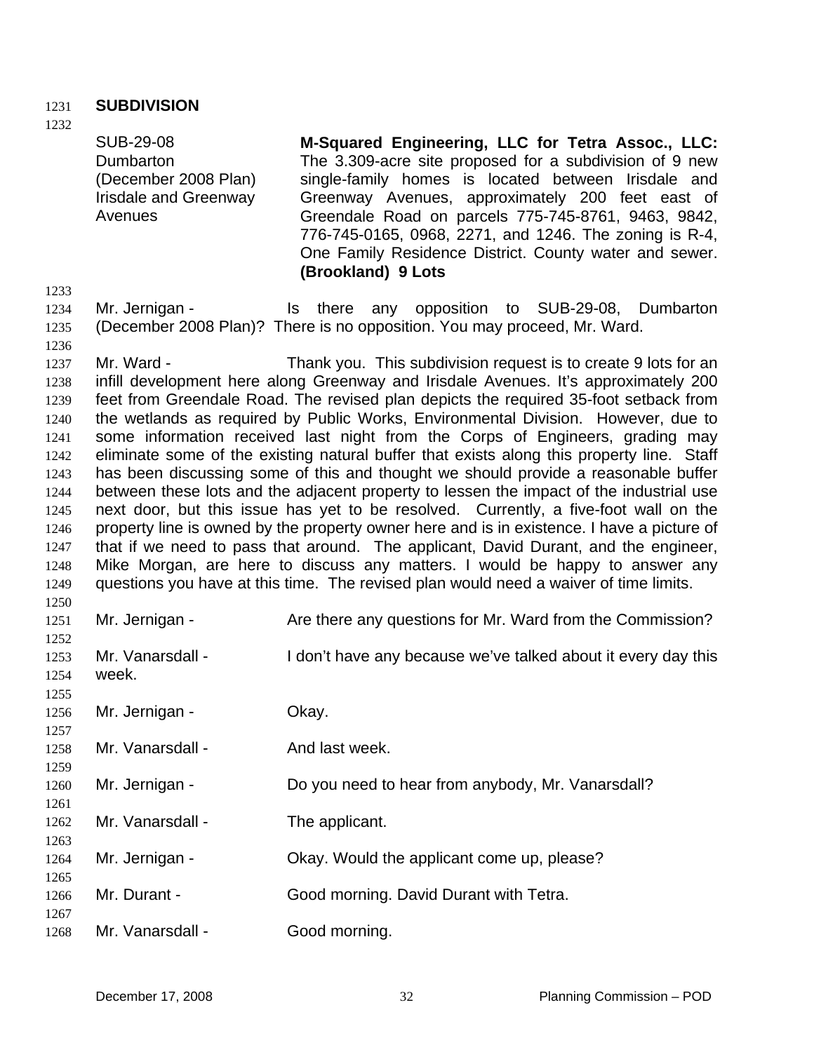**SUBDIVISION**

| | |
|---|---|
| SUB-29-08<br>Dumbarton<br>(December 2008 Plan)<br>Irisdale and Greenway Avenues | **M-Squared Engineering, LLC for Tetra Assoc., LLC:** The 3.309-acre site proposed for a subdivision of 9 new single-family homes is located between Irisdale and Greenway Avenues, approximately 200 feet east of Greendale Road on parcels 775-745-8761, 9463, 9842, 776-745-0165, 0968, 2271, and 1246. The zoning is R-4, One Family Residence District. County water and sewer. **(Brookland) 9 Lots** |

Mr. Jernigan - Is there any opposition to SUB-29-08, Dumbarton (December 2008 Plan)? There is no opposition. You may proceed, Mr. Ward.

Mr. Ward - Thank you. This subdivision request is to create 9 lots for an infill development here along Greenway and Irisdale Avenues. It's approximately 200 feet from Greendale Road. The revised plan depicts the required 35-foot setback from the wetlands as required by Public Works, Environmental Division. However, due to some information received last night from the Corps of Engineers, grading may eliminate some of the existing natural buffer that exists along this property line. Staff has been discussing some of this and thought we should provide a reasonable buffer between these lots and the adjacent property to lessen the impact of the industrial use next door, but this issue has yet to be resolved. Currently, a five-foot wall on the property line is owned by the property owner here and is in existence. I have a picture of that if we need to pass that around. The applicant, David Durant, and the engineer, Mike Morgan, are here to discuss any matters. I would be happy to answer any questions you have at this time. The revised plan would need a waiver of time limits.

Mr. Jernigan - Are there any questions for Mr. Ward from the Commission?

Mr. Vanarsdall - I don't have any because we've talked about it every day this week.

Mr. Jernigan - Okay.

Mr. Vanarsdall - And last week.

Mr. Jernigan - Do you need to hear from anybody, Mr. Vanarsdall?

Mr. Vanarsdall - The applicant.

Mr. Jernigan - Okay. Would the applicant come up, please?

Mr. Durant - Good morning. David Durant with Tetra.

Mr. Vanarsdall - Good morning.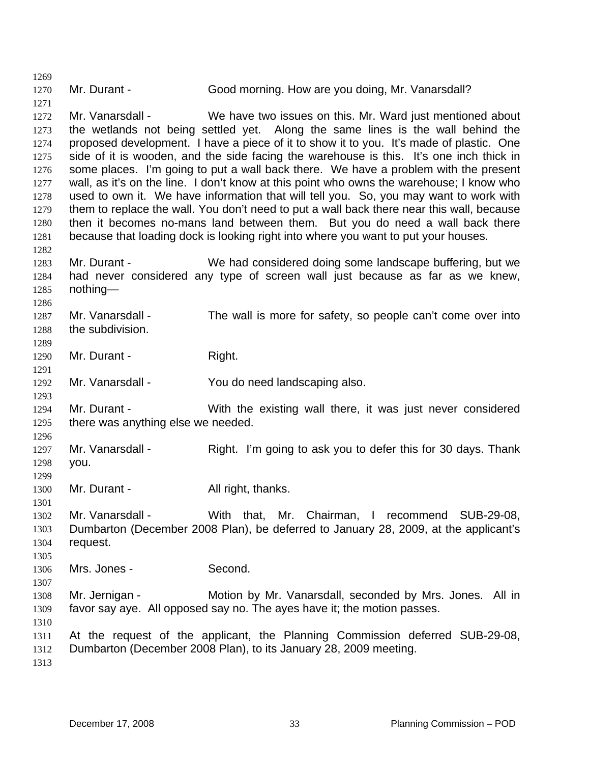Mr. Durant - Good morning. How are you doing, Mr. Vanarsdall?

Mr. Vanarsdall - We have two issues on this. Mr. Ward just mentioned about the wetlands not being settled yet. Along the same lines is the wall behind the proposed development. I have a piece of it to show it to you. It's made of plastic. One side of it is wooden, and the side facing the warehouse is this. It's one inch thick in some places. I'm going to put a wall back there. We have a problem with the present wall, as it's on the line. I don't know at this point who owns the warehouse; I know who used to own it. We have information that will tell you. So, you may want to work with them to replace the wall. You don't need to put a wall back there near this wall, because then it becomes no-mans land between them. But you do need a wall back there because that loading dock is looking right into where you want to put your houses.

Mr. Durant - We had considered doing some landscape buffering, but we had never considered any type of screen wall just because as far as we knew, nothing—

Mr. Vanarsdall - The wall is more for safety, so people can't come over into the subdivision.

Mr. Durant - Right.

Mr. Vanarsdall - You do need landscaping also.

Mr. Durant - With the existing wall there, it was just never considered there was anything else we needed.

Mr. Vanarsdall - Right. I'm going to ask you to defer this for 30 days. Thank you.

Mr. Durant - All right, thanks.

Mr. Vanarsdall - With that, Mr. Chairman, I recommend SUB-29-08, Dumbarton (December 2008 Plan), be deferred to January 28, 2009, at the applicant's request.

Mrs. Jones - Second.

Mr. Jernigan - Motion by Mr. Vanarsdall, seconded by Mrs. Jones. All in favor say aye. All opposed say no. The ayes have it; the motion passes.

At the request of the applicant, the Planning Commission deferred SUB-29-08, Dumbarton (December 2008 Plan), to its January 28, 2009 meeting.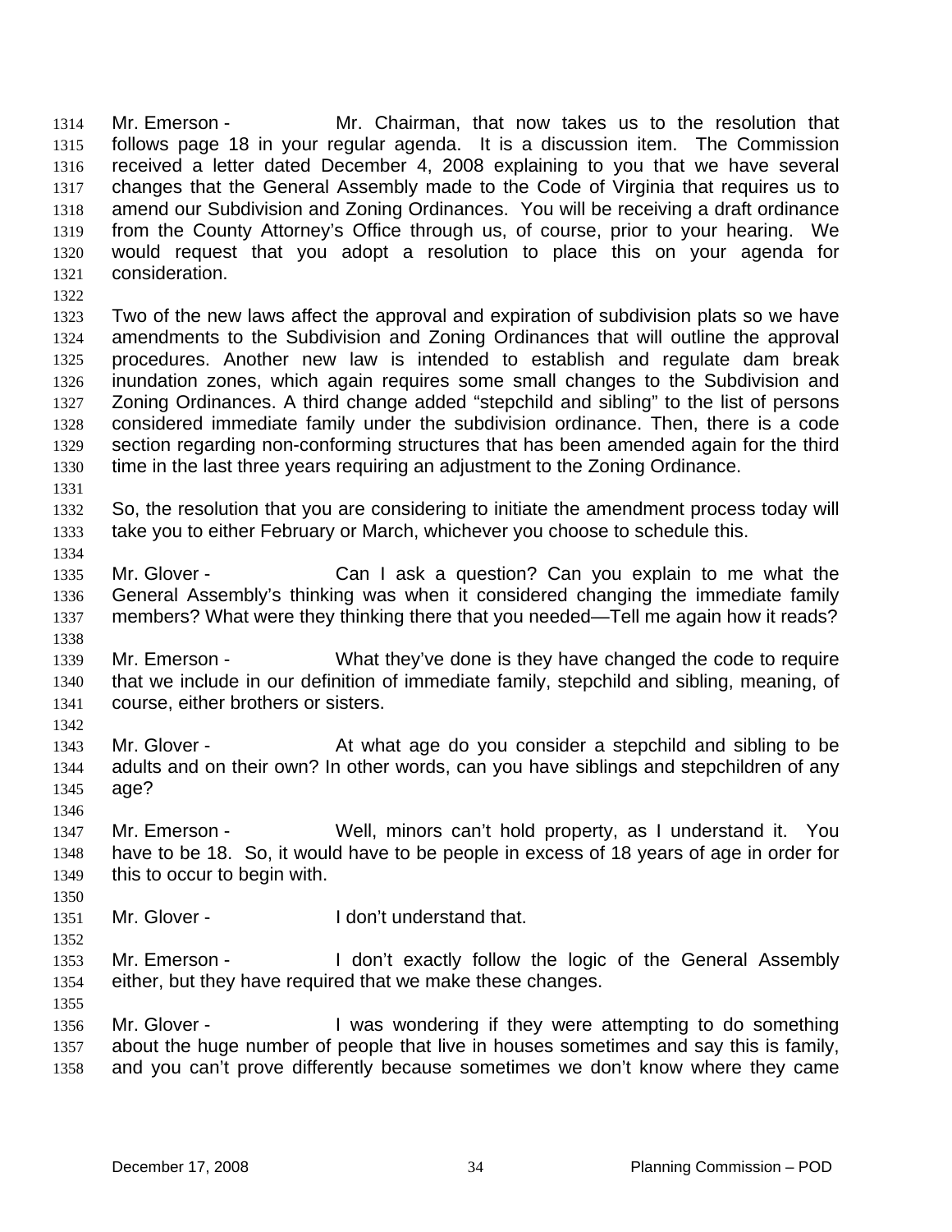Mr. Emerson - Mr. Chairman, that now takes us to the resolution that follows page 18 in your regular agenda. It is a discussion item. The Commission received a letter dated December 4, 2008 explaining to you that we have several changes that the General Assembly made to the Code of Virginia that requires us to amend our Subdivision and Zoning Ordinances. You will be receiving a draft ordinance from the County Attorney's Office through us, of course, prior to your hearing. We would request that you adopt a resolution to place this on your agenda for consideration.

Two of the new laws affect the approval and expiration of subdivision plats so we have amendments to the Subdivision and Zoning Ordinances that will outline the approval procedures. Another new law is intended to establish and regulate dam break inundation zones, which again requires some small changes to the Subdivision and Zoning Ordinances. A third change added "stepchild and sibling" to the list of persons considered immediate family under the subdivision ordinance. Then, there is a code section regarding non-conforming structures that has been amended again for the third time in the last three years requiring an adjustment to the Zoning Ordinance.

So, the resolution that you are considering to initiate the amendment process today will take you to either February or March, whichever you choose to schedule this.

Mr. Glover - Can I ask a question? Can you explain to me what the General Assembly's thinking was when it considered changing the immediate family members? What were they thinking there that you needed—Tell me again how it reads?

Mr. Emerson - What they've done is they have changed the code to require that we include in our definition of immediate family, stepchild and sibling, meaning, of course, either brothers or sisters.

Mr. Glover - At what age do you consider a stepchild and sibling to be adults and on their own? In other words, can you have siblings and stepchildren of any age?

Mr. Emerson - Well, minors can't hold property, as I understand it. You have to be 18. So, it would have to be people in excess of 18 years of age in order for this to occur to begin with.

Mr. Glover - I don't understand that.

Mr. Emerson - I don't exactly follow the logic of the General Assembly either, but they have required that we make these changes.

Mr. Glover - I was wondering if they were attempting to do something about the huge number of people that live in houses sometimes and say this is family, and you can't prove differently because sometimes we don't know where they came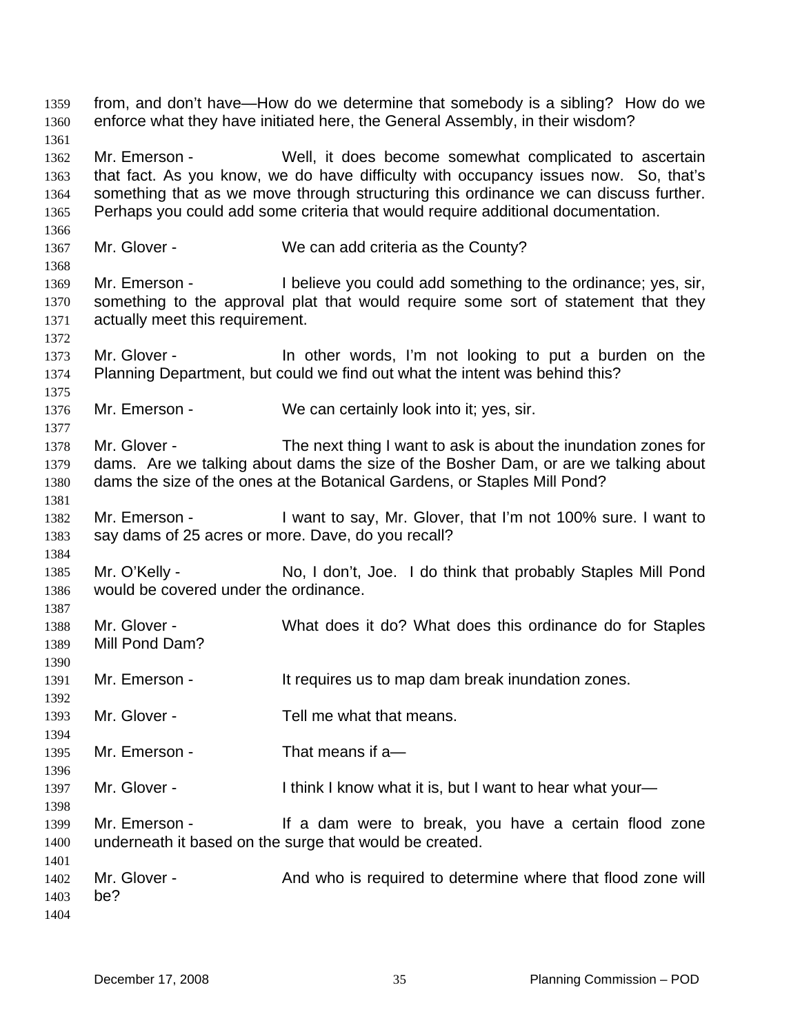from, and don't have—How do we determine that somebody is a sibling? How do we enforce what they have initiated here, the General Assembly, in their wisdom?

Mr. Emerson - Well, it does become somewhat complicated to ascertain that fact. As you know, we do have difficulty with occupancy issues now. So, that's something that as we move through structuring this ordinance we can discuss further. Perhaps you could add some criteria that would require additional documentation.

Mr. Glover - We can add criteria as the County?

Mr. Emerson - I believe you could add something to the ordinance; yes, sir, something to the approval plat that would require some sort of statement that they actually meet this requirement.

Mr. Glover - In other words, I'm not looking to put a burden on the Planning Department, but could we find out what the intent was behind this?

Mr. Emerson - We can certainly look into it; yes, sir.

Mr. Glover - The next thing I want to ask is about the inundation zones for dams. Are we talking about dams the size of the Bosher Dam, or are we talking about dams the size of the ones at the Botanical Gardens, or Staples Mill Pond?

Mr. Emerson - I want to say, Mr. Glover, that I'm not 100% sure. I want to say dams of 25 acres or more. Dave, do you recall?

Mr. O'Kelly - No, I don't, Joe. I do think that probably Staples Mill Pond would be covered under the ordinance.

Mr. Glover - What does it do? What does this ordinance do for Staples Mill Pond Dam?

Mr. Emerson - It requires us to map dam break inundation zones.

Mr. Glover - Tell me what that means.

Mr. Emerson - That means if a—

Mr. Glover - I think I know what it is, but I want to hear what your—

Mr. Emerson - If a dam were to break, you have a certain flood zone underneath it based on the surge that would be created.

Mr. Glover - And who is required to determine where that flood zone will be?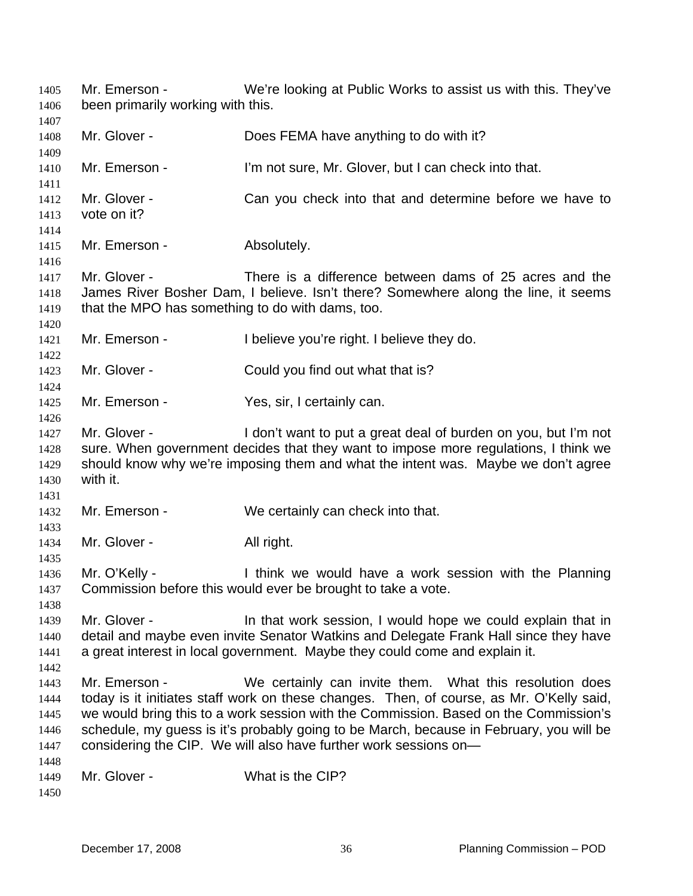Mr. Emerson - We're looking at Public Works to assist us with this. They've been primarily working with this.

Mr. Glover - Does FEMA have anything to do with it?

Mr. Emerson - I'm not sure, Mr. Glover, but I can check into that.

Mr. Glover - Can you check into that and determine before we have to vote on it?

Mr. Emerson - Absolutely.

Mr. Glover - There is a difference between dams of 25 acres and the James River Bosher Dam, I believe. Isn't there? Somewhere along the line, it seems that the MPO has something to do with dams, too.

Mr. Emerson - I believe you're right. I believe they do.

Mr. Glover - Could you find out what that is?

Mr. Emerson - Yes, sir, I certainly can.

Mr. Glover - I don't want to put a great deal of burden on you, but I'm not sure. When government decides that they want to impose more regulations, I think we should know why we're imposing them and what the intent was. Maybe we don't agree with it.

Mr. Emerson - We certainly can check into that.

Mr. Glover - All right.

Mr. O'Kelly - I think we would have a work session with the Planning Commission before this would ever be brought to take a vote.

Mr. Glover - In that work session, I would hope we could explain that in detail and maybe even invite Senator Watkins and Delegate Frank Hall since they have a great interest in local government. Maybe they could come and explain it.

Mr. Emerson - We certainly can invite them. What this resolution does today is it initiates staff work on these changes. Then, of course, as Mr. O'Kelly said, we would bring this to a work session with the Commission. Based on the Commission's schedule, my guess is it's probably going to be March, because in February, you will be considering the CIP. We will also have further work sessions on—

Mr. Glover - What is the CIP?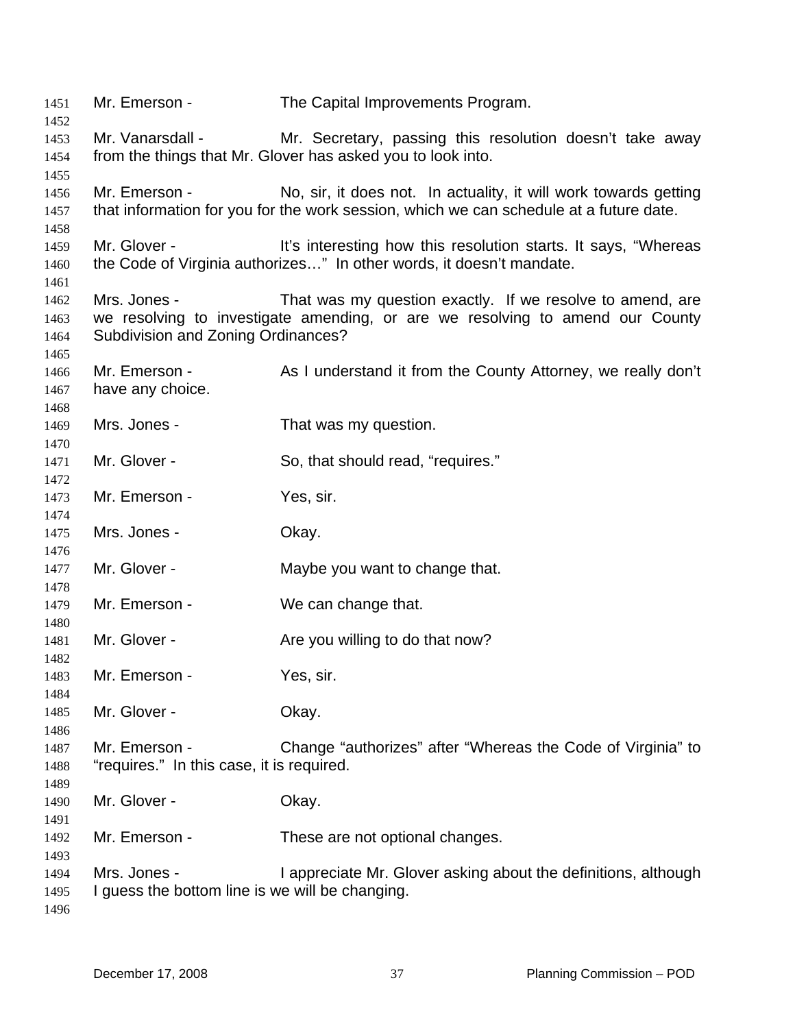Mr. Emerson - The Capital Improvements Program.

Mr. Vanarsdall - Mr. Secretary, passing this resolution doesn't take away from the things that Mr. Glover has asked you to look into.

Mr. Emerson - No, sir, it does not. In actuality, it will work towards getting that information for you for the work session, which we can schedule at a future date.

Mr. Glover - It's interesting how this resolution starts. It says, "Whereas the Code of Virginia authorizes…" In other words, it doesn't mandate.

Mrs. Jones - That was my question exactly. If we resolve to amend, are we resolving to investigate amending, or are we resolving to amend our County Subdivision and Zoning Ordinances?

Mr. Emerson - As I understand it from the County Attorney, we really don't have any choice.

Mrs. Jones - That was my question.

Mr. Glover - So, that should read, "requires."

Mr. Emerson - Yes, sir.

Mrs. Jones - Okay.

Mr. Glover - Maybe you want to change that.

Mr. Emerson - We can change that.

Mr. Glover - Are you willing to do that now?

Mr. Emerson - Yes, sir.

Mr. Glover - Okay.

Mr. Emerson - Change "authorizes" after "Whereas the Code of Virginia" to "requires." In this case, it is required.

Mr. Glover - Okay.

Mr. Emerson - These are not optional changes.

Mrs. Jones - I appreciate Mr. Glover asking about the definitions, although I guess the bottom line is we will be changing.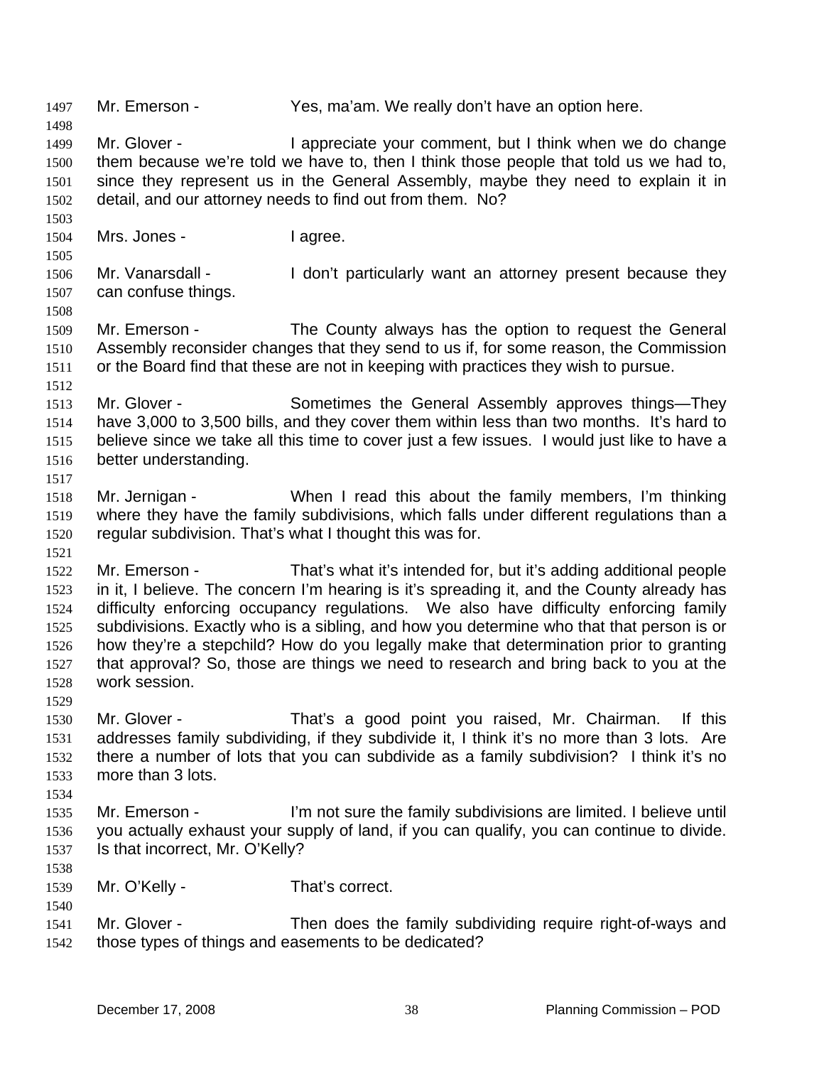Mr. Emerson - Yes, ma'am. We really don't have an option here.

Mr. Glover - I appreciate your comment, but I think when we do change them because we're told we have to, then I think those people that told us we had to, since they represent us in the General Assembly, maybe they need to explain it in detail, and our attorney needs to find out from them. No?

Mrs. Jones - I agree.

Mr. Vanarsdall - I don't particularly want an attorney present because they can confuse things.

Mr. Emerson - The County always has the option to request the General Assembly reconsider changes that they send to us if, for some reason, the Commission or the Board find that these are not in keeping with practices they wish to pursue.

Mr. Glover - Sometimes the General Assembly approves things—They have 3,000 to 3,500 bills, and they cover them within less than two months. It's hard to believe since we take all this time to cover just a few issues. I would just like to have a better understanding.

Mr. Jernigan - When I read this about the family members, I'm thinking where they have the family subdivisions, which falls under different regulations than a regular subdivision. That's what I thought this was for.

Mr. Emerson - That's what it's intended for, but it's adding additional people in it, I believe. The concern I'm hearing is it's spreading it, and the County already has difficulty enforcing occupancy regulations. We also have difficulty enforcing family subdivisions. Exactly who is a sibling, and how you determine who that that person is or how they're a stepchild? How do you legally make that determination prior to granting that approval? So, those are things we need to research and bring back to you at the work session.

Mr. Glover - That's a good point you raised, Mr. Chairman. If this addresses family subdividing, if they subdivide it, I think it's no more than 3 lots. Are there a number of lots that you can subdivide as a family subdivision? I think it's no more than 3 lots.

Mr. Emerson - I'm not sure the family subdivisions are limited. I believe until you actually exhaust your supply of land, if you can qualify, you can continue to divide. Is that incorrect, Mr. O'Kelly?

Mr. O'Kelly - That's correct.

Mr. Glover - Then does the family subdividing require right-of-ways and those types of things and easements to be dedicated?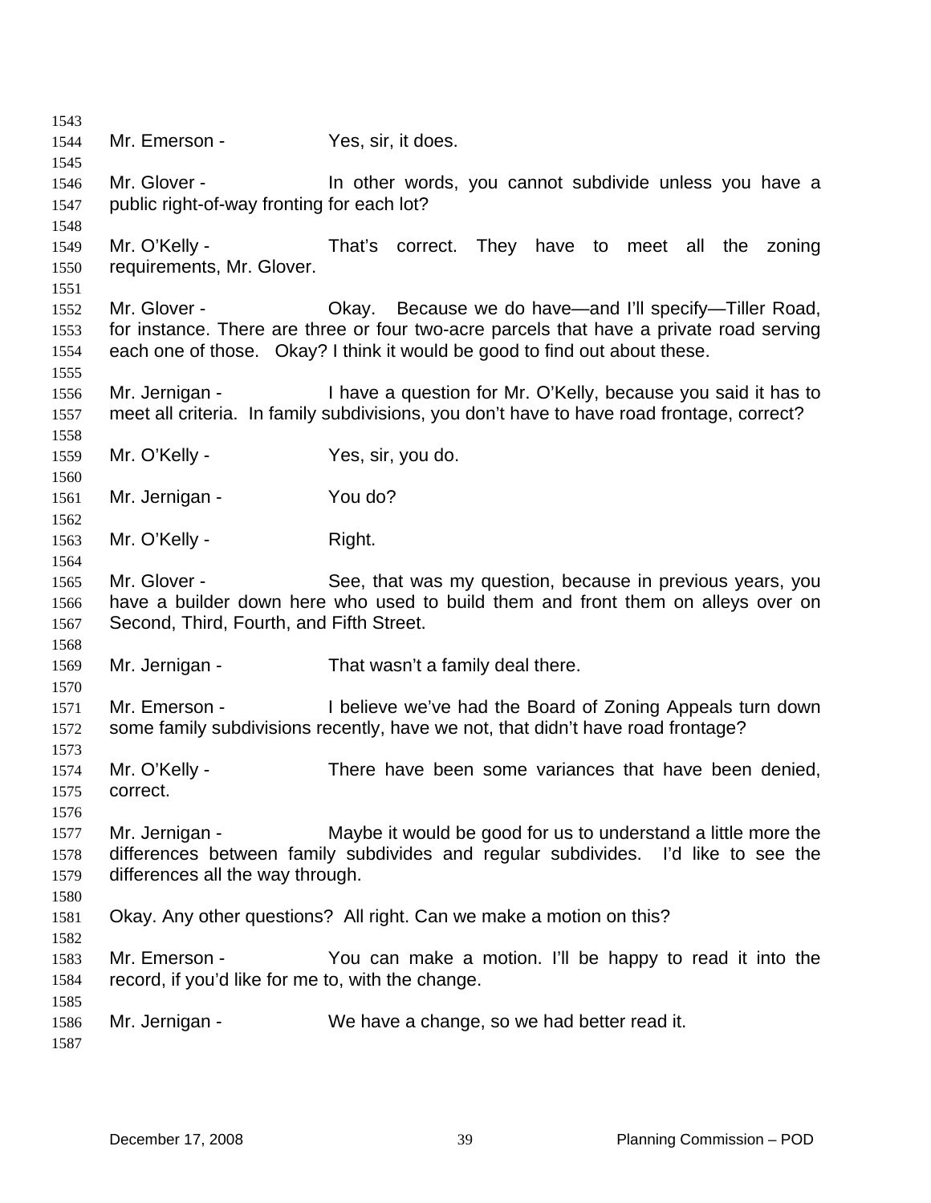Mr. Emerson - Yes, sir, it does.

Mr. Glover - In other words, you cannot subdivide unless you have a public right-of-way fronting for each lot?

Mr. O'Kelly - That's correct. They have to meet all the zoning requirements, Mr. Glover.

Mr. Glover - Okay. Because we do have—and I'll specify—Tiller Road, for instance. There are three or four two-acre parcels that have a private road serving each one of those. Okay? I think it would be good to find out about these.

Mr. Jernigan - I have a question for Mr. O'Kelly, because you said it has to meet all criteria. In family subdivisions, you don't have to have road frontage, correct?

Mr. O'Kelly - Yes, sir, you do.

Mr. Jernigan - You do?

Mr. O'Kelly - Right.

Mr. Glover - See, that was my question, because in previous years, you have a builder down here who used to build them and front them on alleys over on Second, Third, Fourth, and Fifth Street.

Mr. Jernigan - That wasn't a family deal there.

Mr. Emerson - I believe we've had the Board of Zoning Appeals turn down some family subdivisions recently, have we not, that didn't have road frontage?

Mr. O'Kelly - There have been some variances that have been denied, correct.

Mr. Jernigan - Maybe it would be good for us to understand a little more the differences between family subdivides and regular subdivides. I'd like to see the differences all the way through.

Okay. Any other questions? All right. Can we make a motion on this?

Mr. Emerson - You can make a motion. I'll be happy to read it into the record, if you'd like for me to, with the change.

Mr. Jernigan - We have a change, so we had better read it.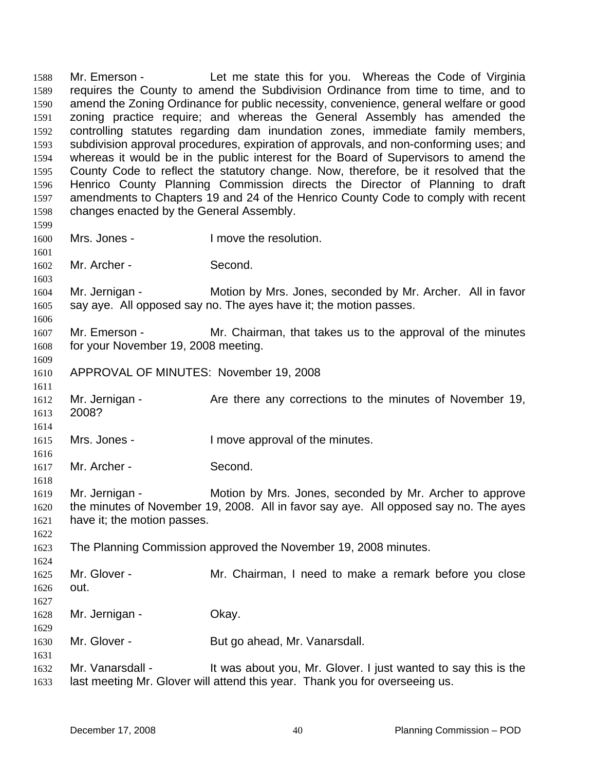Mr. Emerson - Let me state this for you. Whereas the Code of Virginia requires the County to amend the Subdivision Ordinance from time to time, and to amend the Zoning Ordinance for public necessity, convenience, general welfare or good zoning practice require; and whereas the General Assembly has amended the controlling statutes regarding dam inundation zones, immediate family members, subdivision approval procedures, expiration of approvals, and non-conforming uses; and whereas it would be in the public interest for the Board of Supervisors to amend the County Code to reflect the statutory change. Now, therefore, be it resolved that the Henrico County Planning Commission directs the Director of Planning to draft amendments to Chapters 19 and 24 of the Henrico County Code to comply with recent changes enacted by the General Assembly.

Mrs. Jones - I move the resolution.

Mr. Archer - Second.

Mr. Jernigan - Motion by Mrs. Jones, seconded by Mr. Archer. All in favor say aye. All opposed say no. The ayes have it; the motion passes.

Mr. Emerson - Mr. Chairman, that takes us to the approval of the minutes for your November 19, 2008 meeting.

APPROVAL OF MINUTES: November 19, 2008

Mr. Jernigan - Are there any corrections to the minutes of November 19, 2008?

Mrs. Jones - I move approval of the minutes.

Mr. Archer - Second.

Mr. Jernigan - Motion by Mrs. Jones, seconded by Mr. Archer to approve the minutes of November 19, 2008. All in favor say aye. All opposed say no. The ayes have it; the motion passes.

The Planning Commission approved the November 19, 2008 minutes.

Mr. Glover - Mr. Chairman, I need to make a remark before you close out.

Mr. Jernigan - Okay.

Mr. Glover - But go ahead, Mr. Vanarsdall.

Mr. Vanarsdall - It was about you, Mr. Glover. I just wanted to say this is the last meeting Mr. Glover will attend this year. Thank you for overseeing us.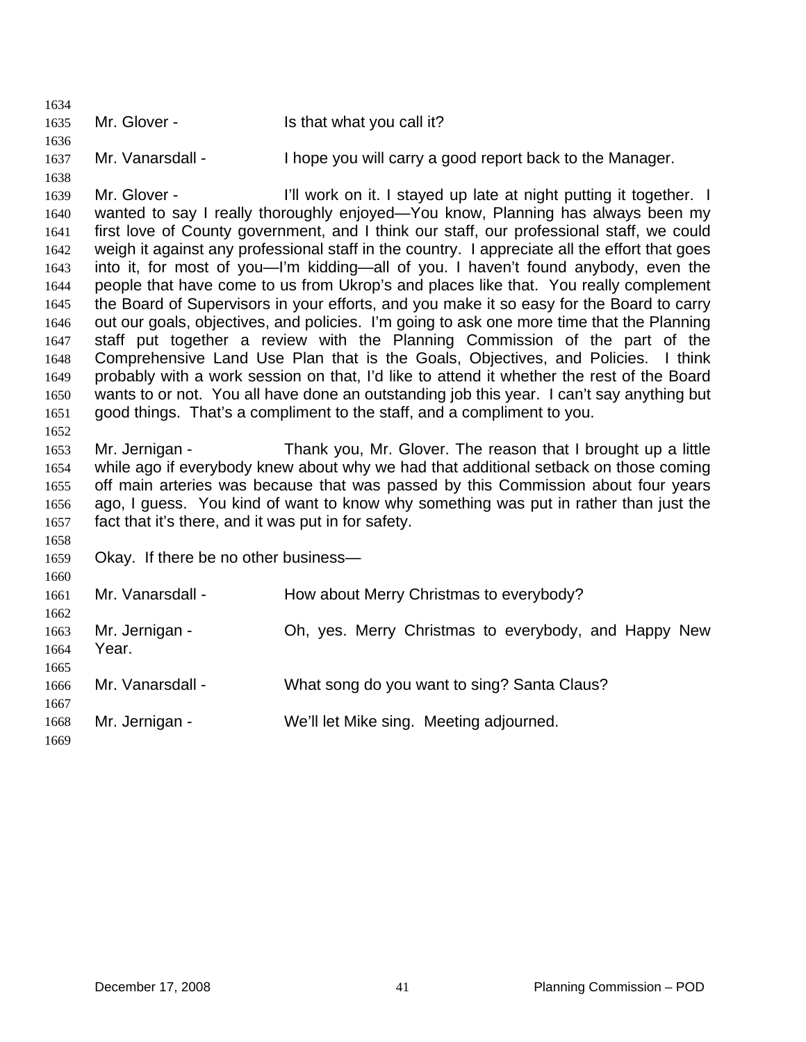Mr. Glover - Is that what you call it?

Mr. Vanarsdall - I hope you will carry a good report back to the Manager.

Mr. Glover - I'll work on it. I stayed up late at night putting it together. I wanted to say I really thoroughly enjoyed—You know, Planning has always been my first love of County government, and I think our staff, our professional staff, we could weigh it against any professional staff in the country. I appreciate all the effort that goes into it, for most of you—I'm kidding—all of you. I haven't found anybody, even the people that have come to us from Ukrop's and places like that. You really complement the Board of Supervisors in your efforts, and you make it so easy for the Board to carry out our goals, objectives, and policies. I'm going to ask one more time that the Planning staff put together a review with the Planning Commission of the part of the Comprehensive Land Use Plan that is the Goals, Objectives, and Policies. I think probably with a work session on that, I'd like to attend it whether the rest of the Board wants to or not. You all have done an outstanding job this year. I can't say anything but good things. That's a compliment to the staff, and a compliment to you.

Mr. Jernigan - Thank you, Mr. Glover. The reason that I brought up a little while ago if everybody knew about why we had that additional setback on those coming off main arteries was because that was passed by this Commission about four years ago, I guess. You kind of want to know why something was put in rather than just the fact that it's there, and it was put in for safety.

Okay. If there be no other business—

Mr. Vanarsdall - How about Merry Christmas to everybody?

Mr. Jernigan - Oh, yes. Merry Christmas to everybody, and Happy New Year.

Mr. Vanarsdall - What song do you want to sing? Santa Claus?

Mr. Jernigan - We'll let Mike sing. Meeting adjourned.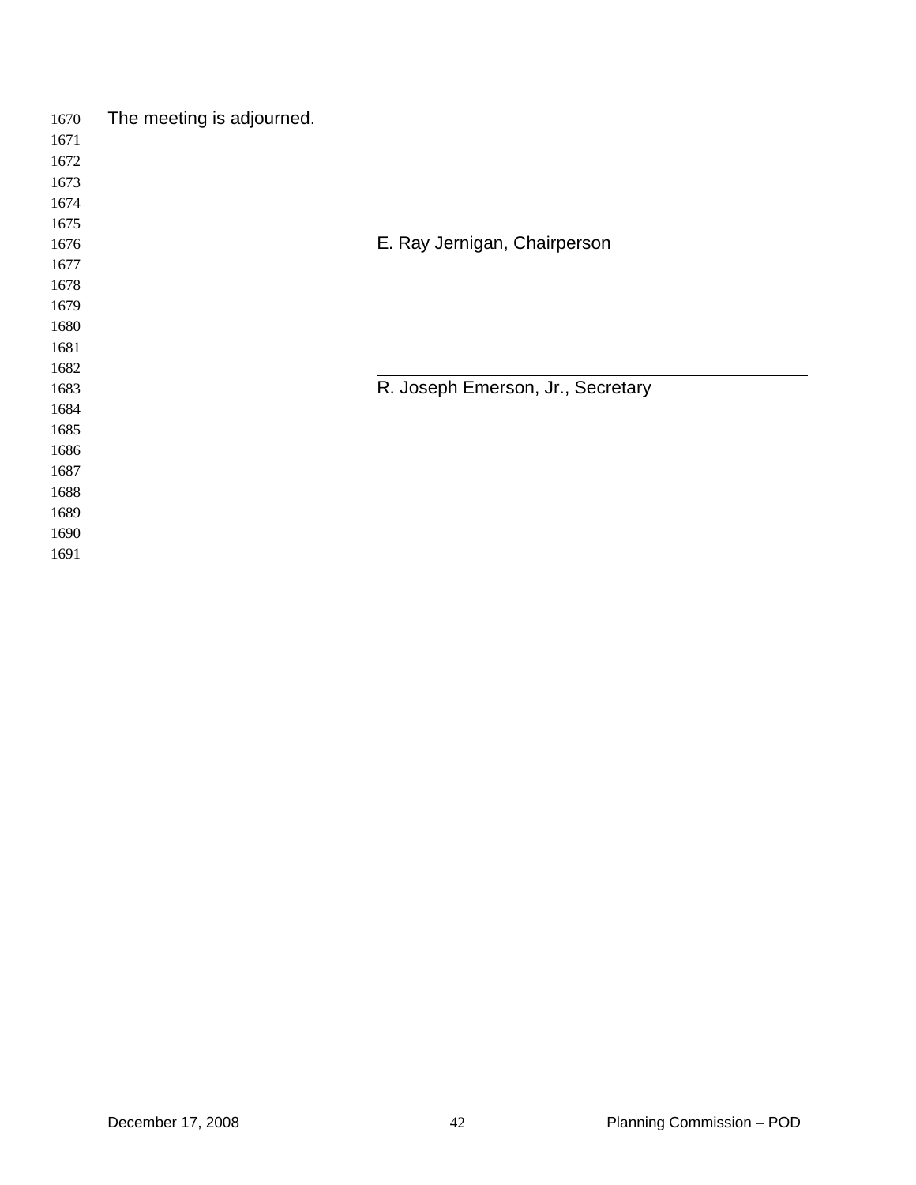The meeting is adjourned.

\_\_\_\_\_\_\_\_\_\_\_\_\_\_\_\_\_\_\_\_\_\_\_\_\_\_\_\_\_\_\_\_\_\_\_\_\_\_\_\_

E. Ray Jernigan, Chairperson

\_\_\_\_\_\_\_\_\_\_\_\_\_\_\_\_\_\_\_\_\_\_\_\_\_\_\_\_\_\_\_\_\_\_\_\_\_\_\_\_

R. Joseph Emerson, Jr., Secretary